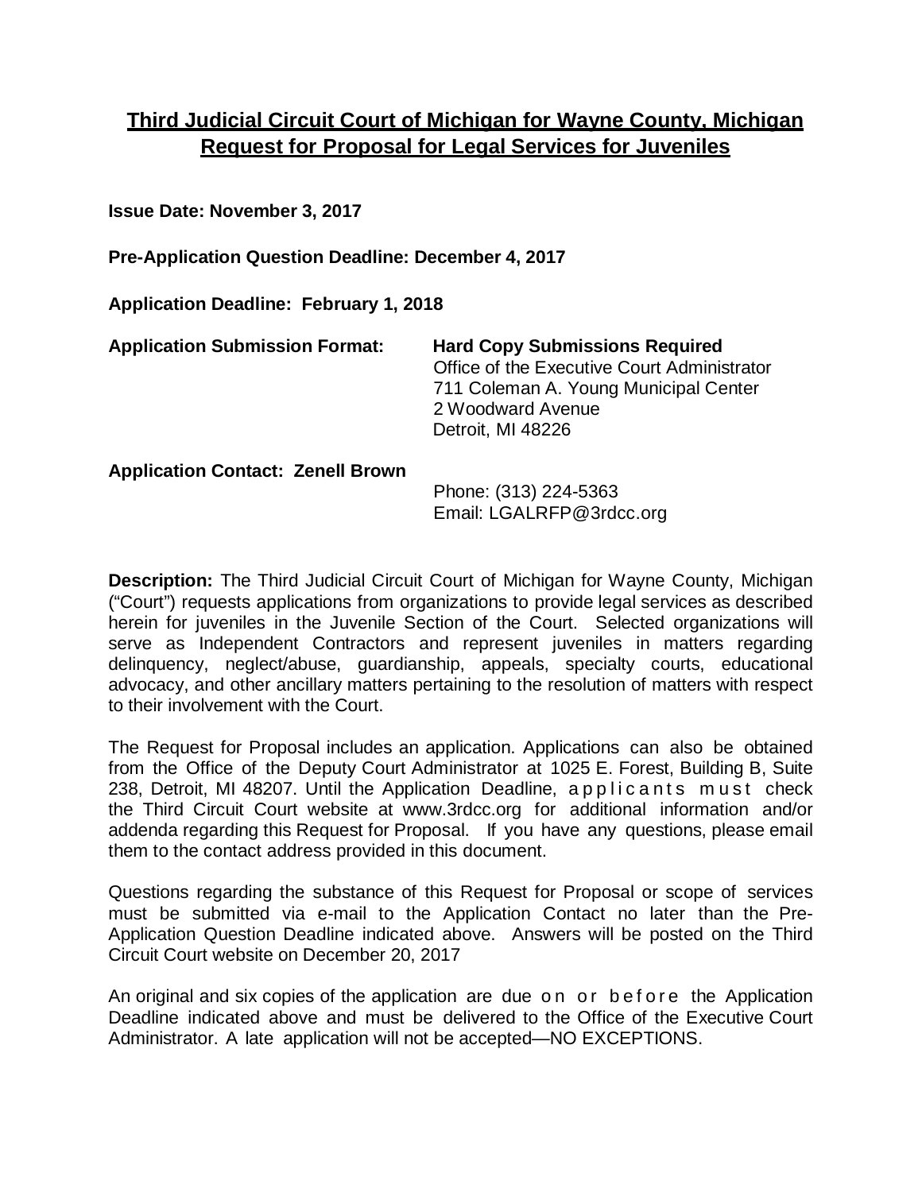# Third Judicial Circuit Court of Michigan for Wayne County, Michigan Request for Proposal for Legal Services for Juveniles

**Issue Date: November 3, 2017**

**Pre-Application Question Deadline: December 4, 2017**

**Application Deadline: February 1, 2018**

**Application Submission Format:** **Hard Copy Submissions Required**
Office of the Executive Court Administrator
711 Coleman A. Young Municipal Center
2 Woodward Avenue
Detroit, MI 48226

**Application Contact: Zenell Brown**
Phone: (313) 224-5363
Email: LGALRFP@3rdcc.org

**Description:** The Third Judicial Circuit Court of Michigan for Wayne County, Michigan ("Court") requests applications from organizations to provide legal services as described herein for juveniles in the Juvenile Section of the Court. Selected organizations will serve as Independent Contractors and represent juveniles in matters regarding delinquency, neglect/abuse, guardianship, appeals, specialty courts, educational advocacy, and other ancillary matters pertaining to the resolution of matters with respect to their involvement with the Court.

The Request for Proposal includes an application. Applications can also be obtained from the Office of the Deputy Court Administrator at 1025 E. Forest, Building B, Suite 238, Detroit, MI 48207. Until the Application Deadline, applicants must check the Third Circuit Court website at www.3rdcc.org for additional information and/or addenda regarding this Request for Proposal. If you have any questions, please email them to the contact address provided in this document.

Questions regarding the substance of this Request for Proposal or scope of services must be submitted via e-mail to the Application Contact no later than the Pre-Application Question Deadline indicated above. Answers will be posted on the Third Circuit Court website on December 20, 2017

An original and six copies of the application are due on or before the Application Deadline indicated above and must be delivered to the Office of the Executive Court Administrator. A late application will not be accepted—NO EXCEPTIONS.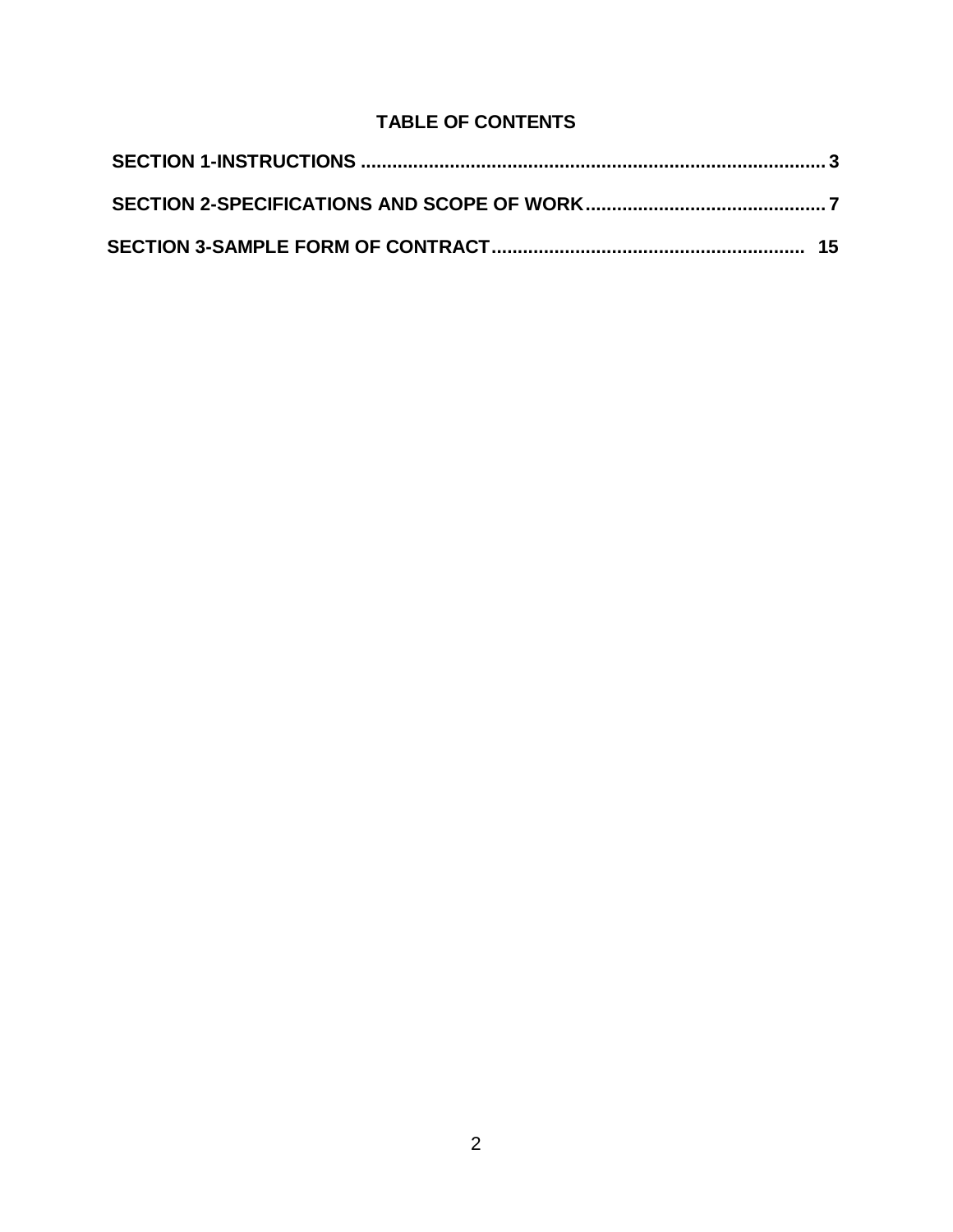# TABLE OF CONTENTS

**SECTION 1-INSTRUCTIONS .......................................................................................... 3**

**SECTION 2-SPECIFICATIONS AND SCOPE OF WORK............................................... 7**

**SECTION 3-SAMPLE FORM OF CONTRACT............................................................ 15**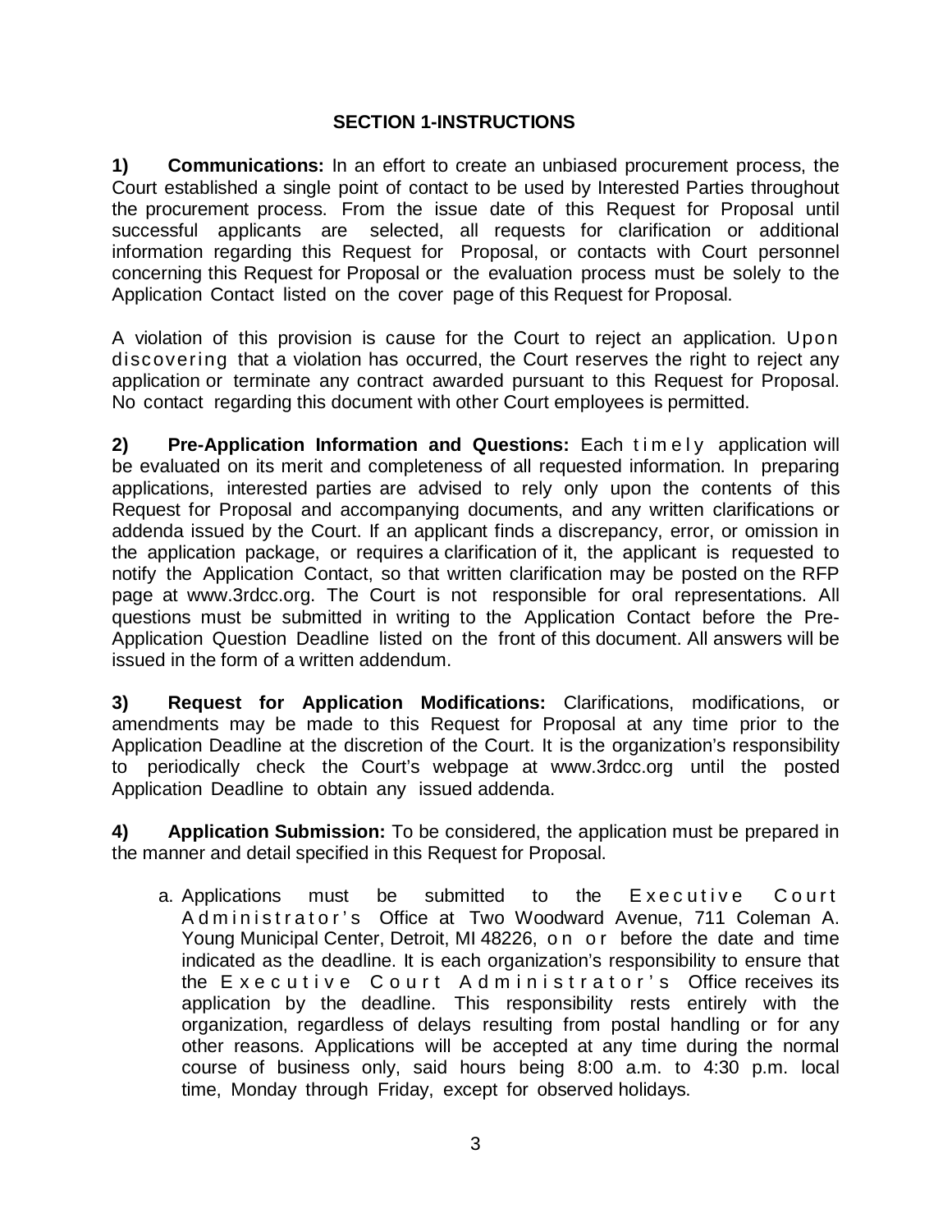## SECTION 1-INSTRUCTIONS

**1) Communications:** In an effort to create an unbiased procurement process, the Court established a single point of contact to be used by Interested Parties throughout the procurement process. From the issue date of this Request for Proposal until successful applicants are selected, all requests for clarification or additional information regarding this Request for Proposal, or contacts with Court personnel concerning this Request for Proposal or the evaluation process must be solely to the Application Contact listed on the cover page of this Request for Proposal.

A violation of this provision is cause for the Court to reject an application. Upon discovering that a violation has occurred, the Court reserves the right to reject any application or terminate any contract awarded pursuant to this Request for Proposal. No contact regarding this document with other Court employees is permitted.

**2) Pre-Application Information and Questions:** Each timely application will be evaluated on its merit and completeness of all requested information. In preparing applications, interested parties are advised to rely only upon the contents of this Request for Proposal and accompanying documents, and any written clarifications or addenda issued by the Court. If an applicant finds a discrepancy, error, or omission in the application package, or requires a clarification of it, the applicant is requested to notify the Application Contact, so that written clarification may be posted on the RFP page at www.3rdcc.org. The Court is not responsible for oral representations. All questions must be submitted in writing to the Application Contact before the Pre-Application Question Deadline listed on the front of this document. All answers will be issued in the form of a written addendum.

**3) Request for Application Modifications:** Clarifications, modifications, or amendments may be made to this Request for Proposal at any time prior to the Application Deadline at the discretion of the Court. It is the organization's responsibility to periodically check the Court's webpage at www.3rdcc.org until the posted Application Deadline to obtain any issued addenda.

**4) Application Submission:** To be considered, the application must be prepared in the manner and detail specified in this Request for Proposal.

a. Applications must be submitted to the Executive Court Administrator's Office at Two Woodward Avenue, 711 Coleman A. Young Municipal Center, Detroit, MI 48226, on or before the date and time indicated as the deadline. It is each organization's responsibility to ensure that the Executive Court Administrator's Office receives its application by the deadline. This responsibility rests entirely with the organization, regardless of delays resulting from postal handling or for any other reasons. Applications will be accepted at any time during the normal course of business only, said hours being 8:00 a.m. to 4:30 p.m. local time, Monday through Friday, except for observed holidays.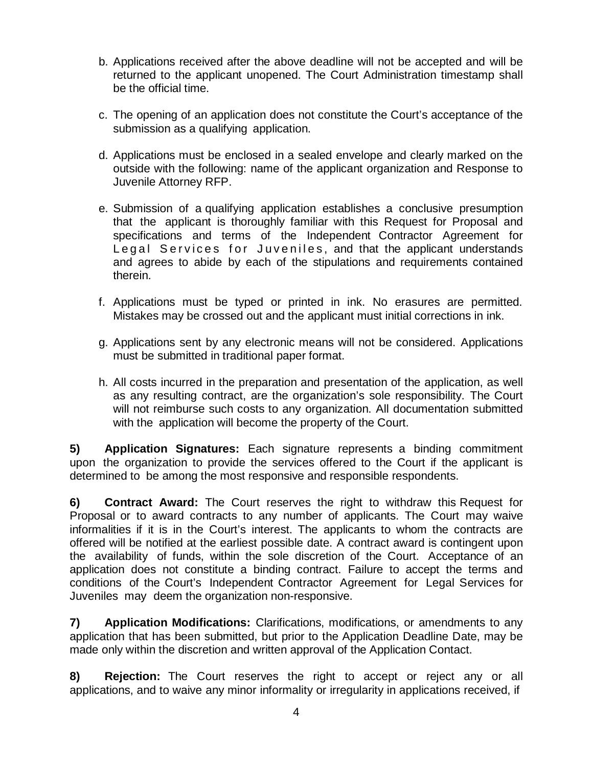b. Applications received after the above deadline will not be accepted and will be returned to the applicant unopened. The Court Administration timestamp shall be the official time.

c. The opening of an application does not constitute the Court's acceptance of the submission as a qualifying application.

d. Applications must be enclosed in a sealed envelope and clearly marked on the outside with the following: name of the applicant organization and Response to Juvenile Attorney RFP.

e. Submission of a qualifying application establishes a conclusive presumption that the applicant is thoroughly familiar with this Request for Proposal and specifications and terms of the Independent Contractor Agreement for Legal Services for Juveniles, and that the applicant understands and agrees to abide by each of the stipulations and requirements contained therein.

f. Applications must be typed or printed in ink. No erasures are permitted. Mistakes may be crossed out and the applicant must initial corrections in ink.

g. Applications sent by any electronic means will not be considered. Applications must be submitted in traditional paper format.

h. All costs incurred in the preparation and presentation of the application, as well as any resulting contract, are the organization's sole responsibility. The Court will not reimburse such costs to any organization. All documentation submitted with the application will become the property of the Court.

**5) Application Signatures:** Each signature represents a binding commitment upon the organization to provide the services offered to the Court if the applicant is determined to be among the most responsive and responsible respondents.

**6) Contract Award:** The Court reserves the right to withdraw this Request for Proposal or to award contracts to any number of applicants. The Court may waive informalities if it is in the Court's interest. The applicants to whom the contracts are offered will be notified at the earliest possible date. A contract award is contingent upon the availability of funds, within the sole discretion of the Court. Acceptance of an application does not constitute a binding contract. Failure to accept the terms and conditions of the Court's Independent Contractor Agreement for Legal Services for Juveniles may deem the organization non-responsive.

**7) Application Modifications:** Clarifications, modifications, or amendments to any application that has been submitted, but prior to the Application Deadline Date, may be made only within the discretion and written approval of the Application Contact.

**8) Rejection:** The Court reserves the right to accept or reject any or all applications, and to waive any minor informality or irregularity in applications received, if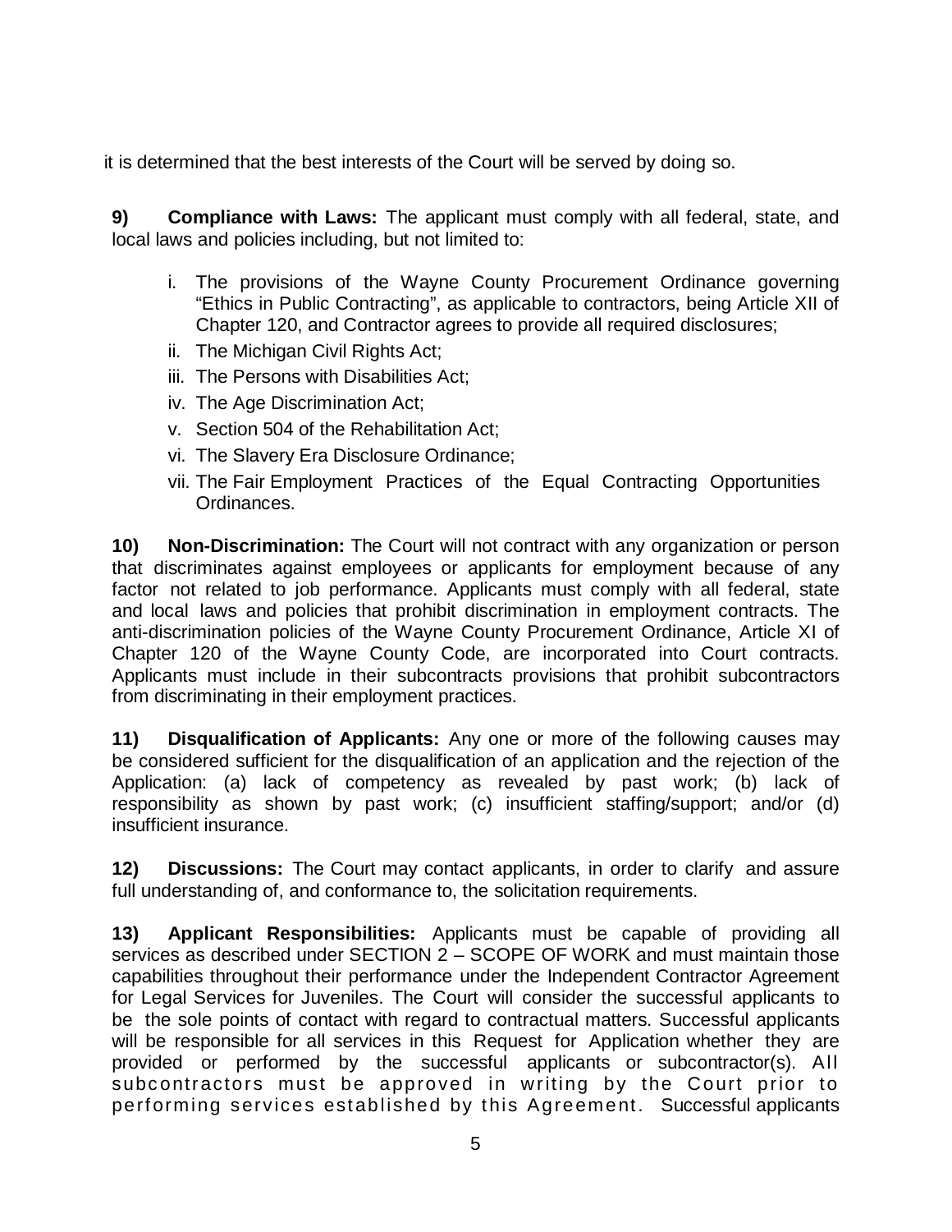it is determined that the best interests of the Court will be served by doing so.

**9) Compliance with Laws:** The applicant must comply with all federal, state, and local laws and policies including, but not limited to:

i. The provisions of the Wayne County Procurement Ordinance governing "Ethics in Public Contracting", as applicable to contractors, being Article XII of Chapter 120, and Contractor agrees to provide all required disclosures;
ii. The Michigan Civil Rights Act;
iii. The Persons with Disabilities Act;
iv. The Age Discrimination Act;
v. Section 504 of the Rehabilitation Act;
vi. The Slavery Era Disclosure Ordinance;
vii. The Fair Employment Practices of the Equal Contracting Opportunities Ordinances.

**10) Non-Discrimination:** The Court will not contract with any organization or person that discriminates against employees or applicants for employment because of any factor not related to job performance. Applicants must comply with all federal, state and local laws and policies that prohibit discrimination in employment contracts. The anti-discrimination policies of the Wayne County Procurement Ordinance, Article XI of Chapter 120 of the Wayne County Code, are incorporated into Court contracts. Applicants must include in their subcontracts provisions that prohibit subcontractors from discriminating in their employment practices.

**11) Disqualification of Applicants:** Any one or more of the following causes may be considered sufficient for the disqualification of an application and the rejection of the Application: (a) lack of competency as revealed by past work; (b) lack of responsibility as shown by past work; (c) insufficient staffing/support; and/or (d) insufficient insurance.

**12) Discussions:** The Court may contact applicants, in order to clarify and assure full understanding of, and conformance to, the solicitation requirements.

**13) Applicant Responsibilities:** Applicants must be capable of providing all services as described under SECTION 2 – SCOPE OF WORK and must maintain those capabilities throughout their performance under the Independent Contractor Agreement for Legal Services for Juveniles. The Court will consider the successful applicants to be the sole points of contact with regard to contractual matters. Successful applicants will be responsible for all services in this Request for Application whether they are provided or performed by the successful applicants or subcontractor(s). All subcontractors must be approved in writing by the Court prior to performing services established by this Agreement. Successful applicants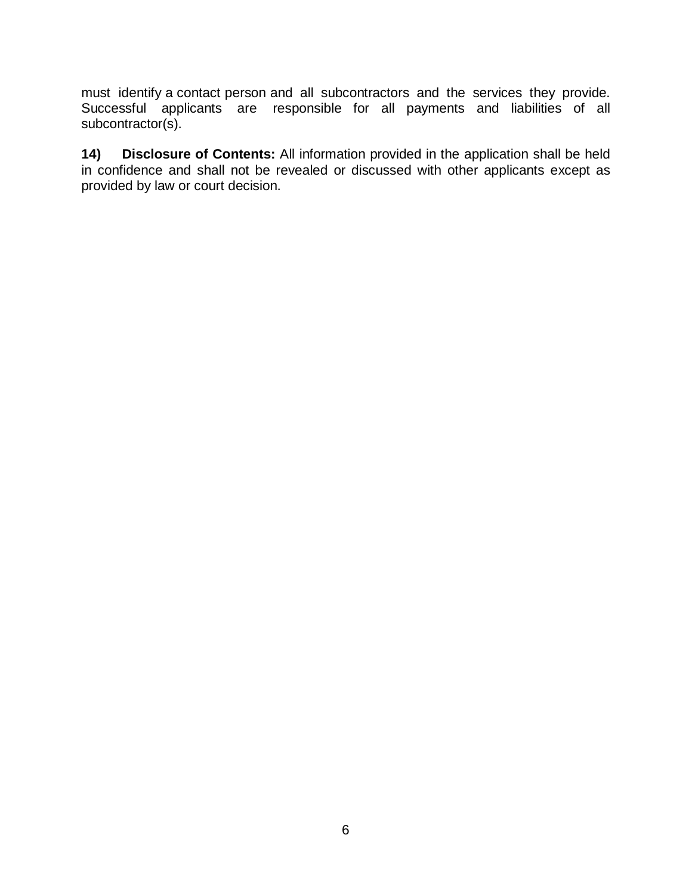must identify a contact person and all subcontractors and the services they provide. Successful applicants are responsible for all payments and liabilities of all subcontractor(s).

**14) Disclosure of Contents:** All information provided in the application shall be held in confidence and shall not be revealed or discussed with other applicants except as provided by law or court decision.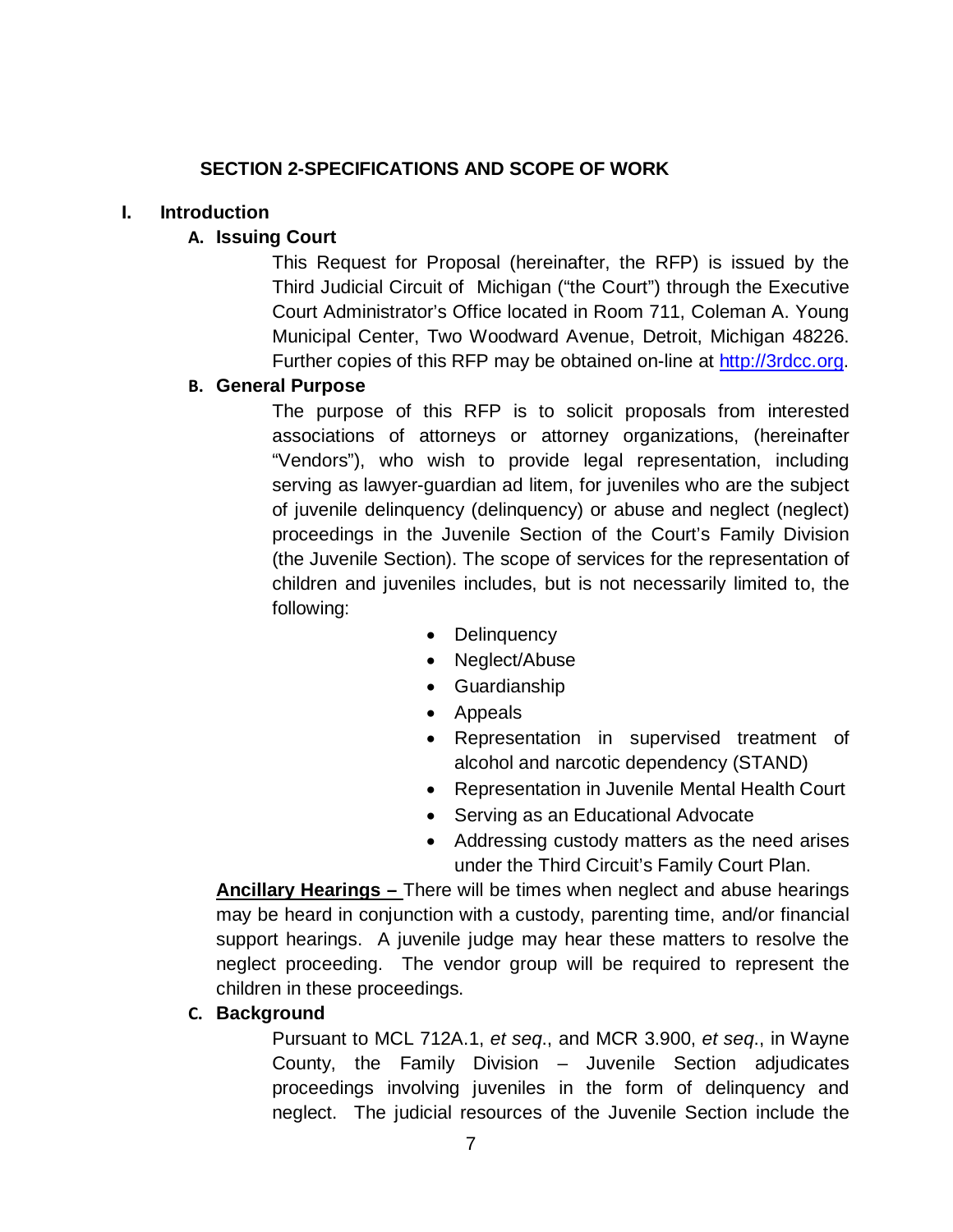## SECTION 2-SPECIFICATIONS AND SCOPE OF WORK

### I. Introduction

#### A. Issuing Court

This Request for Proposal (hereinafter, the RFP) is issued by the Third Judicial Circuit of Michigan ("the Court") through the Executive Court Administrator's Office located in Room 711, Coleman A. Young Municipal Center, Two Woodward Avenue, Detroit, Michigan 48226. Further copies of this RFP may be obtained on-line at [http://3rdcc.org](http://3rdcc.org).

#### B. General Purpose

The purpose of this RFP is to solicit proposals from interested associations of attorneys or attorney organizations, (hereinafter "Vendors"), who wish to provide legal representation, including serving as lawyer-guardian ad litem, for juveniles who are the subject of juvenile delinquency (delinquency) or abuse and neglect (neglect) proceedings in the Juvenile Section of the Court's Family Division (the Juvenile Section). The scope of services for the representation of children and juveniles includes, but is not necessarily limited to, the following:

- Delinquency
- Neglect/Abuse
- Guardianship
- Appeals
- Representation in supervised treatment of alcohol and narcotic dependency (STAND)
- Representation in Juvenile Mental Health Court
- Serving as an Educational Advocate
- Addressing custody matters as the need arises under the Third Circuit's Family Court Plan.

**Ancillary Hearings –** There will be times when neglect and abuse hearings may be heard in conjunction with a custody, parenting time, and/or financial support hearings. A juvenile judge may hear these matters to resolve the neglect proceeding. The vendor group will be required to represent the children in these proceedings.

#### C. Background

Pursuant to MCL 712A.1, *et seq*., and MCR 3.900, *et seq*., in Wayne County, the Family Division – Juvenile Section adjudicates proceedings involving juveniles in the form of delinquency and neglect. The judicial resources of the Juvenile Section include the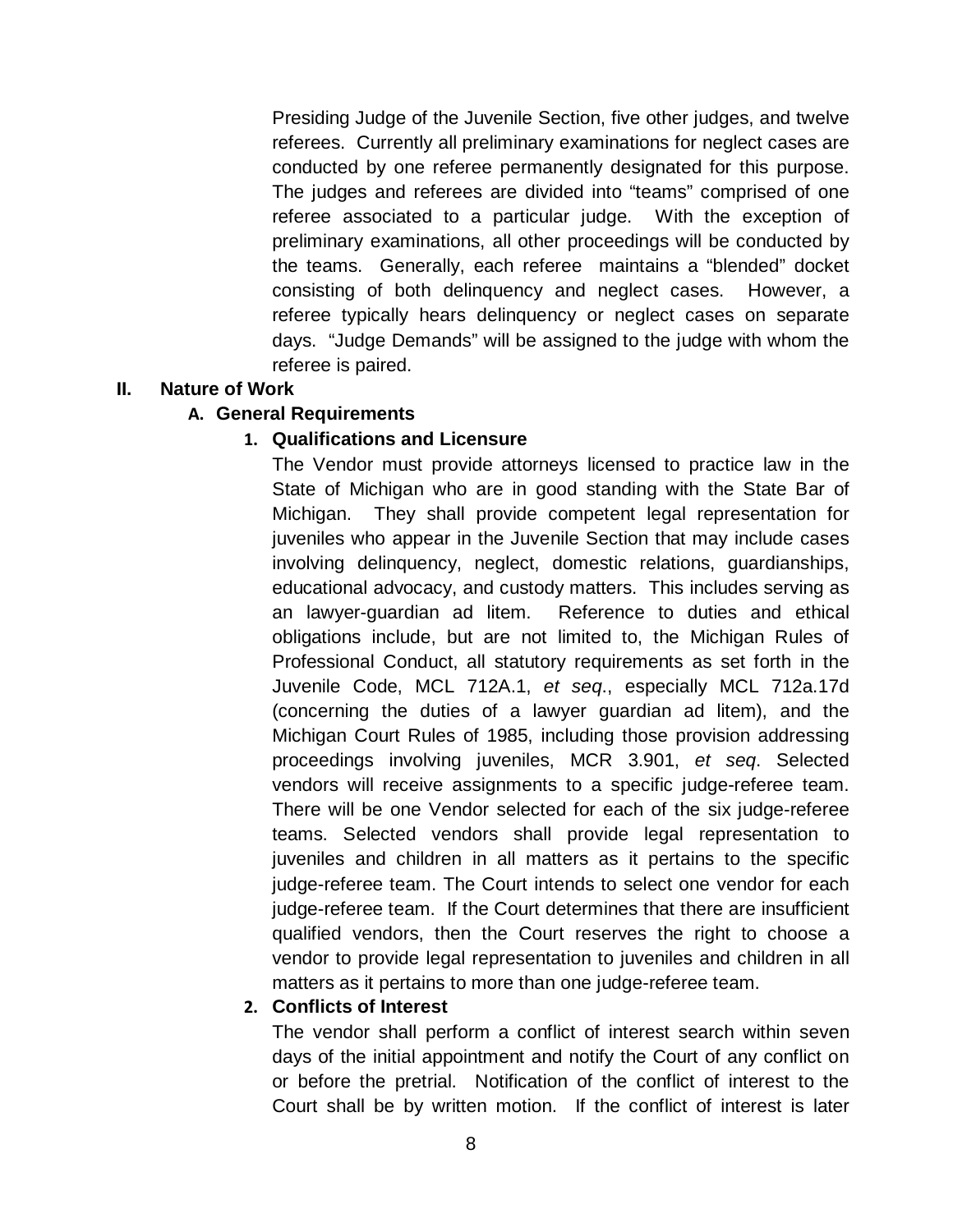Presiding Judge of the Juvenile Section, five other judges, and twelve referees. Currently all preliminary examinations for neglect cases are conducted by one referee permanently designated for this purpose. The judges and referees are divided into "teams" comprised of one referee associated to a particular judge. With the exception of preliminary examinations, all other proceedings will be conducted by the teams. Generally, each referee maintains a "blended" docket consisting of both delinquency and neglect cases. However, a referee typically hears delinquency or neglect cases on separate days. "Judge Demands" will be assigned to the judge with whom the referee is paired.

## II. Nature of Work

### A. General Requirements

#### 1. Qualifications and Licensure

The Vendor must provide attorneys licensed to practice law in the State of Michigan who are in good standing with the State Bar of Michigan. They shall provide competent legal representation for juveniles who appear in the Juvenile Section that may include cases involving delinquency, neglect, domestic relations, guardianships, educational advocacy, and custody matters. This includes serving as an lawyer-guardian ad litem. Reference to duties and ethical obligations include, but are not limited to, the Michigan Rules of Professional Conduct, all statutory requirements as set forth in the Juvenile Code, MCL 712A.1, *et seq*., especially MCL 712a.17d (concerning the duties of a lawyer guardian ad litem), and the Michigan Court Rules of 1985, including those provision addressing proceedings involving juveniles, MCR 3.901, *et seq*. Selected vendors will receive assignments to a specific judge-referee team. There will be one Vendor selected for each of the six judge-referee teams. Selected vendors shall provide legal representation to juveniles and children in all matters as it pertains to the specific judge-referee team. The Court intends to select one vendor for each judge-referee team. If the Court determines that there are insufficient qualified vendors, then the Court reserves the right to choose a vendor to provide legal representation to juveniles and children in all matters as it pertains to more than one judge-referee team.

#### 2. Conflicts of Interest

The vendor shall perform a conflict of interest search within seven days of the initial appointment and notify the Court of any conflict on or before the pretrial. Notification of the conflict of interest to the Court shall be by written motion. If the conflict of interest is later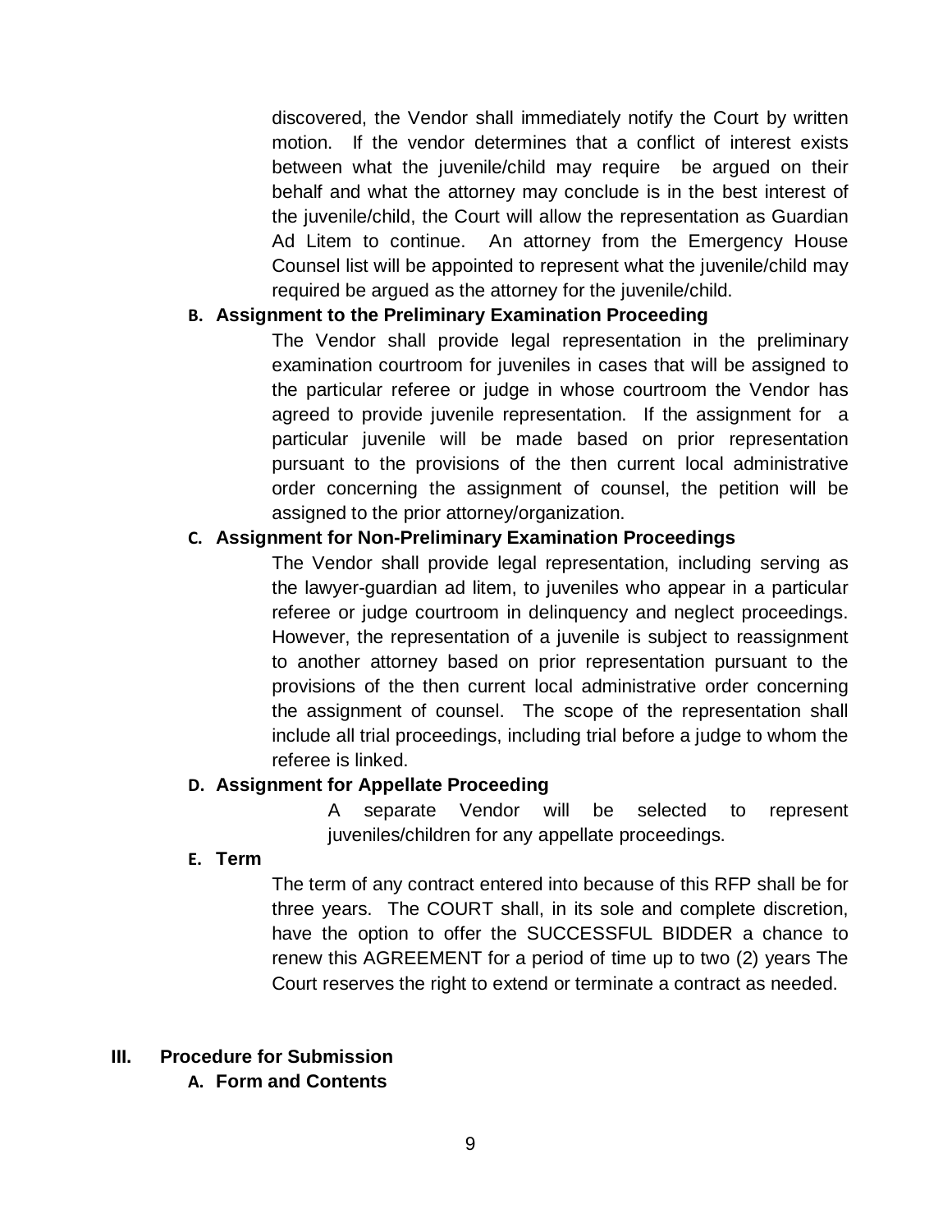discovered, the Vendor shall immediately notify the Court by written motion. If the vendor determines that a conflict of interest exists between what the juvenile/child may require be argued on their behalf and what the attorney may conclude is in the best interest of the juvenile/child, the Court will allow the representation as Guardian Ad Litem to continue. An attorney from the Emergency House Counsel list will be appointed to represent what the juvenile/child may required be argued as the attorney for the juvenile/child.

### B. Assignment to the Preliminary Examination Proceeding

The Vendor shall provide legal representation in the preliminary examination courtroom for juveniles in cases that will be assigned to the particular referee or judge in whose courtroom the Vendor has agreed to provide juvenile representation. If the assignment for a particular juvenile will be made based on prior representation pursuant to the provisions of the then current local administrative order concerning the assignment of counsel, the petition will be assigned to the prior attorney/organization.

### C. Assignment for Non-Preliminary Examination Proceedings

The Vendor shall provide legal representation, including serving as the lawyer-guardian ad litem, to juveniles who appear in a particular referee or judge courtroom in delinquency and neglect proceedings. However, the representation of a juvenile is subject to reassignment to another attorney based on prior representation pursuant to the provisions of the then current local administrative order concerning the assignment of counsel. The scope of the representation shall include all trial proceedings, including trial before a judge to whom the referee is linked.

### D. Assignment for Appellate Proceeding

A separate Vendor will be selected to represent juveniles/children for any appellate proceedings.

### E. Term

The term of any contract entered into because of this RFP shall be for three years. The COURT shall, in its sole and complete discretion, have the option to offer the SUCCESSFUL BIDDER a chance to renew this AGREEMENT for a period of time up to two (2) years The Court reserves the right to extend or terminate a contract as needed.

## III. Procedure for Submission

### A. Form and Contents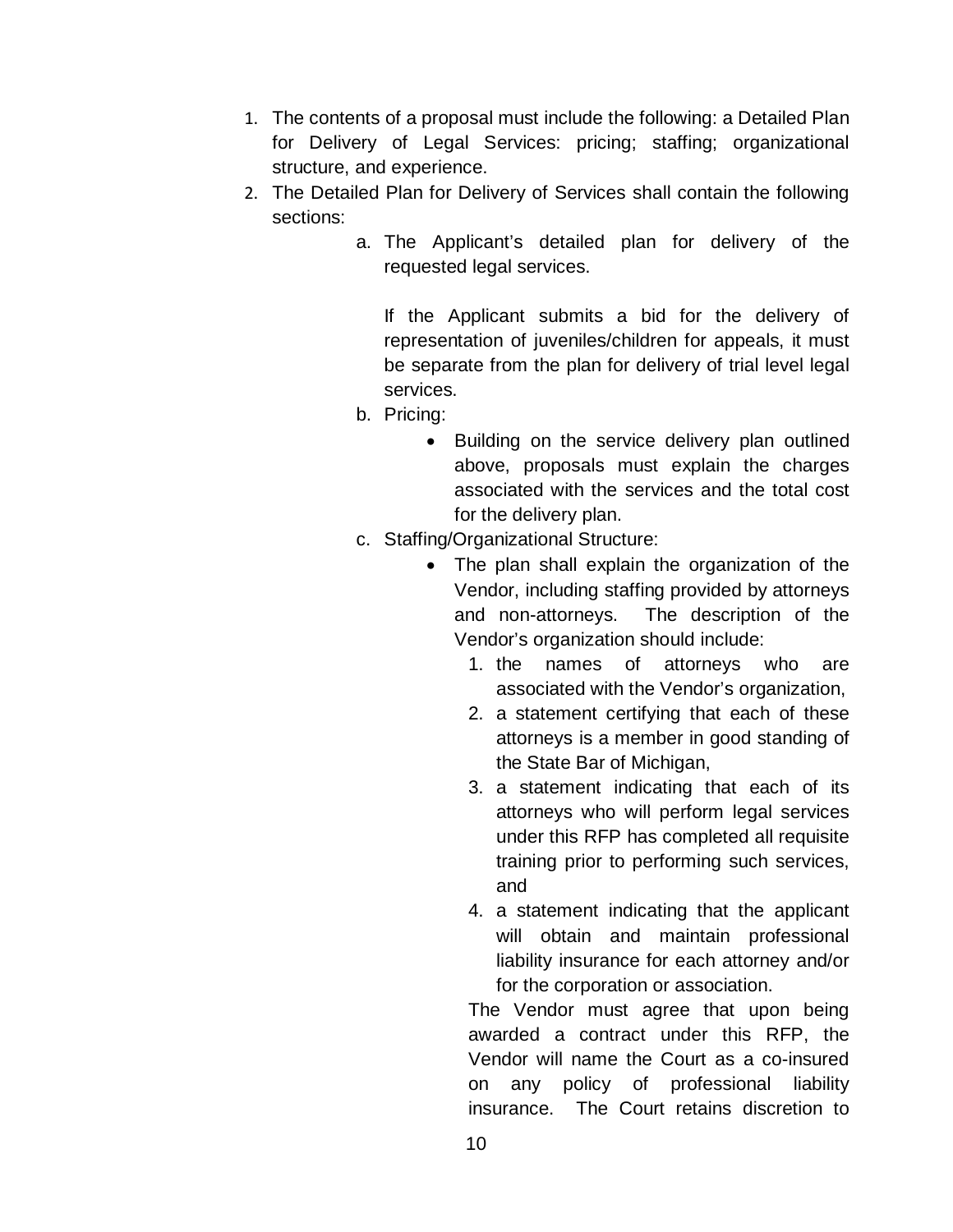1. The contents of a proposal must include the following: a Detailed Plan for Delivery of Legal Services: pricing; staffing; organizational structure, and experience.
2. The Detailed Plan for Delivery of Services shall contain the following sections:
    a. The Applicant's detailed plan for delivery of the requested legal services.

       If the Applicant submits a bid for the delivery of representation of juveniles/children for appeals, it must be separate from the plan for delivery of trial level legal services.
    b. Pricing:
        - Building on the service delivery plan outlined above, proposals must explain the charges associated with the services and the total cost for the delivery plan.
    c. Staffing/Organizational Structure:
        - The plan shall explain the organization of the Vendor, including staffing provided by attorneys and non-attorneys. The description of the Vendor's organization should include:
            1. the names of attorneys who are associated with the Vendor's organization,
            2. a statement certifying that each of these attorneys is a member in good standing of the State Bar of Michigan,
            3. a statement indicating that each of its attorneys who will perform legal services under this RFP has completed all requisite training prior to performing such services, and
            4. a statement indicating that the applicant will obtain and maintain professional liability insurance for each attorney and/or for the corporation or association.

          The Vendor must agree that upon being awarded a contract under this RFP, the Vendor will name the Court as a co-insured on any policy of professional liability insurance. The Court retains discretion to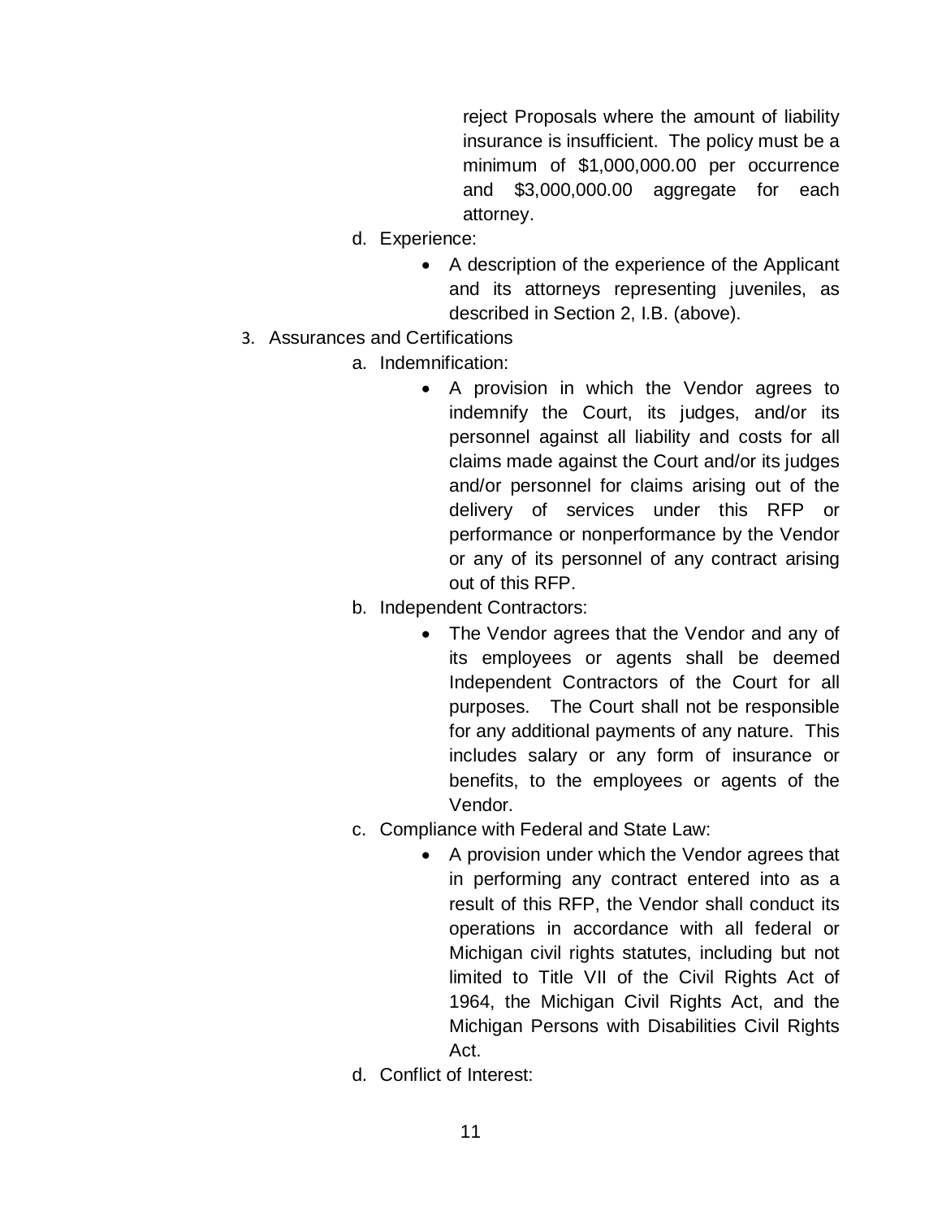reject Proposals where the amount of liability insurance is insufficient. The policy must be a minimum of $1,000,000.00 per occurrence and $3,000,000.00 aggregate for each attorney.

d. Experience:
   - A description of the experience of the Applicant and its attorneys representing juveniles, as described in Section 2, I.B. (above).

3. Assurances and Certifications
   a. Indemnification:
      - A provision in which the Vendor agrees to indemnify the Court, its judges, and/or its personnel against all liability and costs for all claims made against the Court and/or its judges and/or personnel for claims arising out of the delivery of services under this RFP or performance or nonperformance by the Vendor or any of its personnel of any contract arising out of this RFP.
   b. Independent Contractors:
      - The Vendor agrees that the Vendor and any of its employees or agents shall be deemed Independent Contractors of the Court for all purposes. The Court shall not be responsible for any additional payments of any nature. This includes salary or any form of insurance or benefits, to the employees or agents of the Vendor.
   c. Compliance with Federal and State Law:
      - A provision under which the Vendor agrees that in performing any contract entered into as a result of this RFP, the Vendor shall conduct its operations in accordance with all federal or Michigan civil rights statutes, including but not limited to Title VII of the Civil Rights Act of 1964, the Michigan Civil Rights Act, and the Michigan Persons with Disabilities Civil Rights Act.
   d. Conflict of Interest: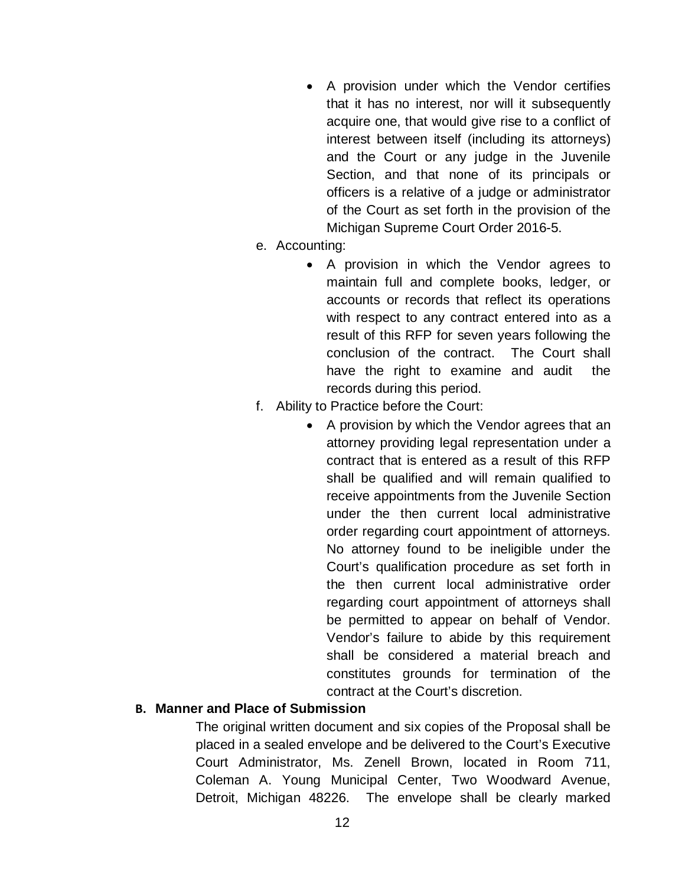- A provision under which the Vendor certifies that it has no interest, nor will it subsequently acquire one, that would give rise to a conflict of interest between itself (including its attorneys) and the Court or any judge in the Juvenile Section, and that none of its principals or officers is a relative of a judge or administrator of the Court as set forth in the provision of the Michigan Supreme Court Order 2016-5.

e. Accounting:
   - A provision in which the Vendor agrees to maintain full and complete books, ledger, or accounts or records that reflect its operations with respect to any contract entered into as a result of this RFP for seven years following the conclusion of the contract. The Court shall have the right to examine and audit the records during this period.

f. Ability to Practice before the Court:
   - A provision by which the Vendor agrees that an attorney providing legal representation under a contract that is entered as a result of this RFP shall be qualified and will remain qualified to receive appointments from the Juvenile Section under the then current local administrative order regarding court appointment of attorneys. No attorney found to be ineligible under the Court's qualification procedure as set forth in the then current local administrative order regarding court appointment of attorneys shall be permitted to appear on behalf of Vendor. Vendor's failure to abide by this requirement shall be considered a material breach and constitutes grounds for termination of the contract at the Court's discretion.

**B. Manner and Place of Submission**

The original written document and six copies of the Proposal shall be placed in a sealed envelope and be delivered to the Court's Executive Court Administrator, Ms. Zenell Brown, located in Room 711, Coleman A. Young Municipal Center, Two Woodward Avenue, Detroit, Michigan 48226. The envelope shall be clearly marked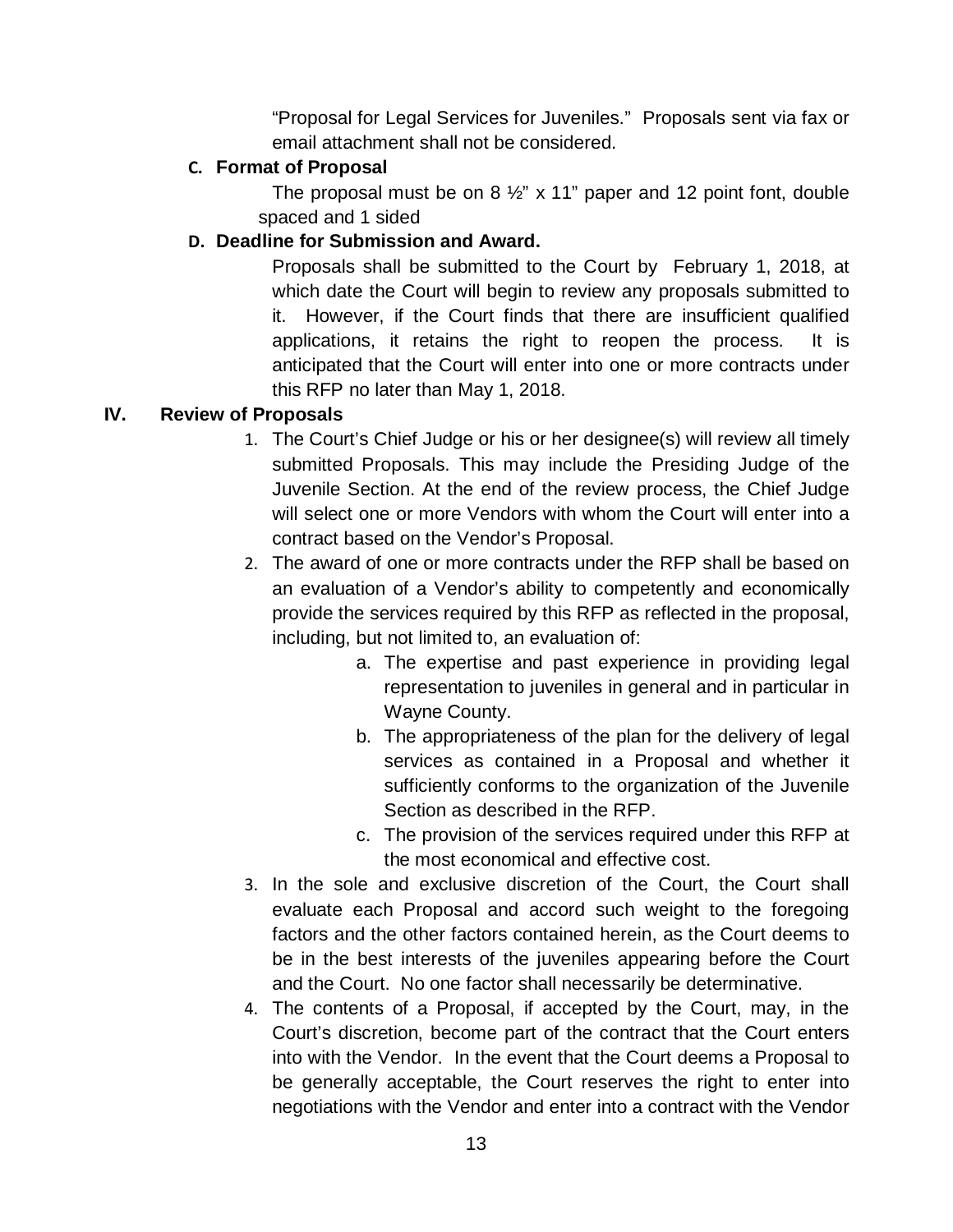"Proposal for Legal Services for Juveniles." Proposals sent via fax or email attachment shall not be considered.

**C. Format of Proposal**

The proposal must be on 8 ½" x 11" paper and 12 point font, double spaced and 1 sided

**D. Deadline for Submission and Award.**

Proposals shall be submitted to the Court by February 1, 2018, at which date the Court will begin to review any proposals submitted to it. However, if the Court finds that there are insufficient qualified applications, it retains the right to reopen the process. It is anticipated that the Court will enter into one or more contracts under this RFP no later than May 1, 2018.

## IV. Review of Proposals

1. The Court's Chief Judge or his or her designee(s) will review all timely submitted Proposals. This may include the Presiding Judge of the Juvenile Section. At the end of the review process, the Chief Judge will select one or more Vendors with whom the Court will enter into a contract based on the Vendor's Proposal.
2. The award of one or more contracts under the RFP shall be based on an evaluation of a Vendor's ability to competently and economically provide the services required by this RFP as reflected in the proposal, including, but not limited to, an evaluation of:
   a. The expertise and past experience in providing legal representation to juveniles in general and in particular in Wayne County.
   b. The appropriateness of the plan for the delivery of legal services as contained in a Proposal and whether it sufficiently conforms to the organization of the Juvenile Section as described in the RFP.
   c. The provision of the services required under this RFP at the most economical and effective cost.
3. In the sole and exclusive discretion of the Court, the Court shall evaluate each Proposal and accord such weight to the foregoing factors and the other factors contained herein, as the Court deems to be in the best interests of the juveniles appearing before the Court and the Court. No one factor shall necessarily be determinative.
4. The contents of a Proposal, if accepted by the Court, may, in the Court's discretion, become part of the contract that the Court enters into with the Vendor. In the event that the Court deems a Proposal to be generally acceptable, the Court reserves the right to enter into negotiations with the Vendor and enter into a contract with the Vendor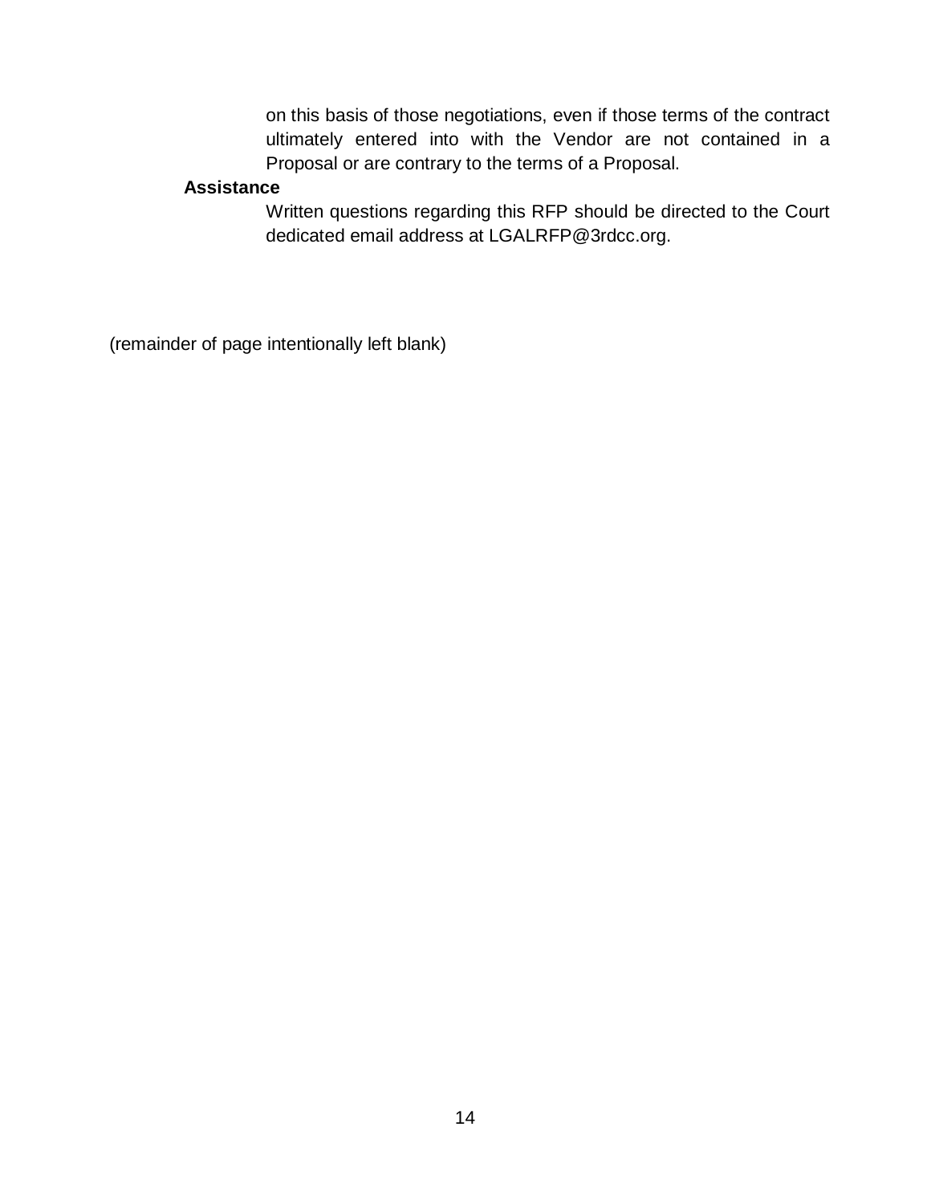on this basis of those negotiations, even if those terms of the contract ultimately entered into with the Vendor are not contained in a Proposal or are contrary to the terms of a Proposal.

**Assistance**

Written questions regarding this RFP should be directed to the Court dedicated email address at LGALRFP@3rdcc.org.

(remainder of page intentionally left blank)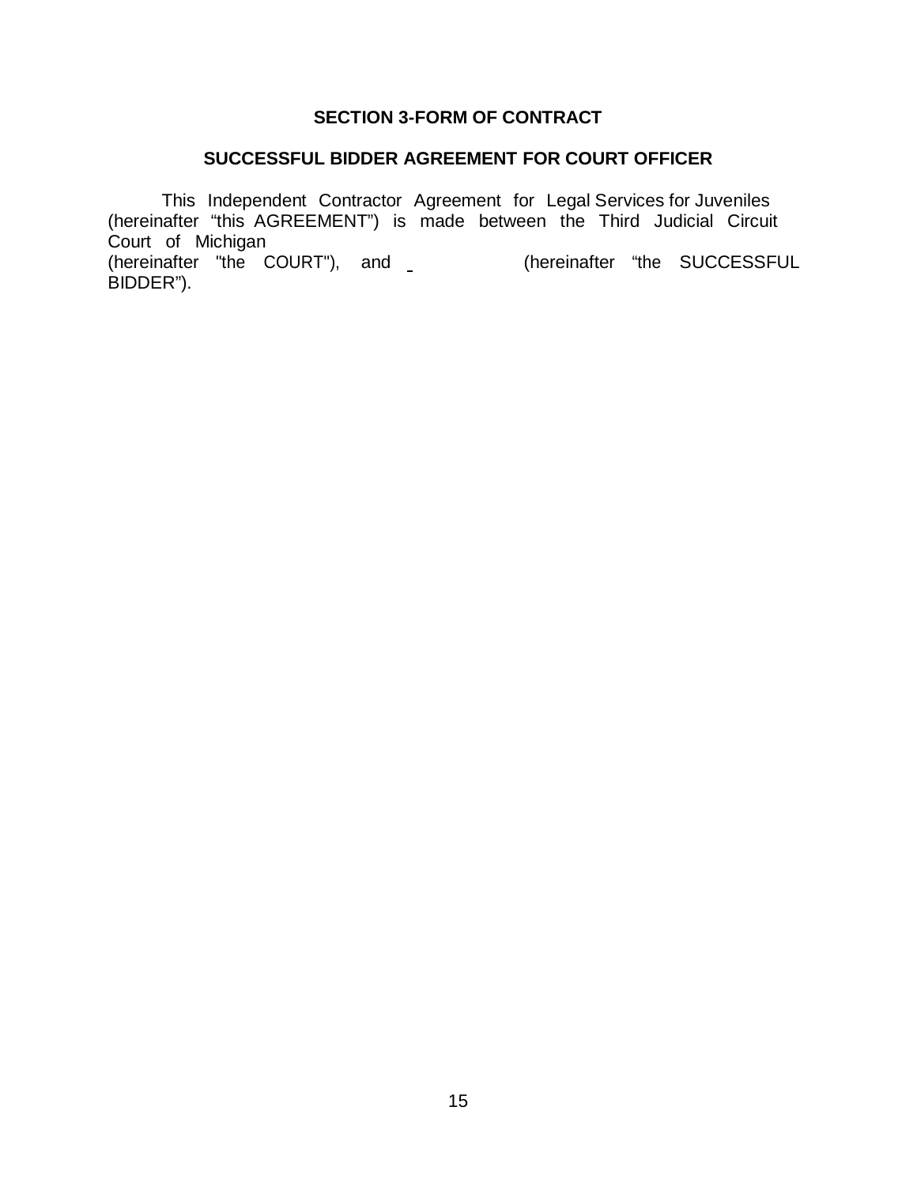## SECTION 3-FORM OF CONTRACT

## SUCCESSFUL BIDDER AGREEMENT FOR COURT OFFICER

This Independent Contractor Agreement for Legal Services for Juveniles (hereinafter "this AGREEMENT") is made between the Third Judicial Circuit Court of Michigan (hereinafter "the COURT"), and _ (hereinafter "the SUCCESSFUL BIDDER").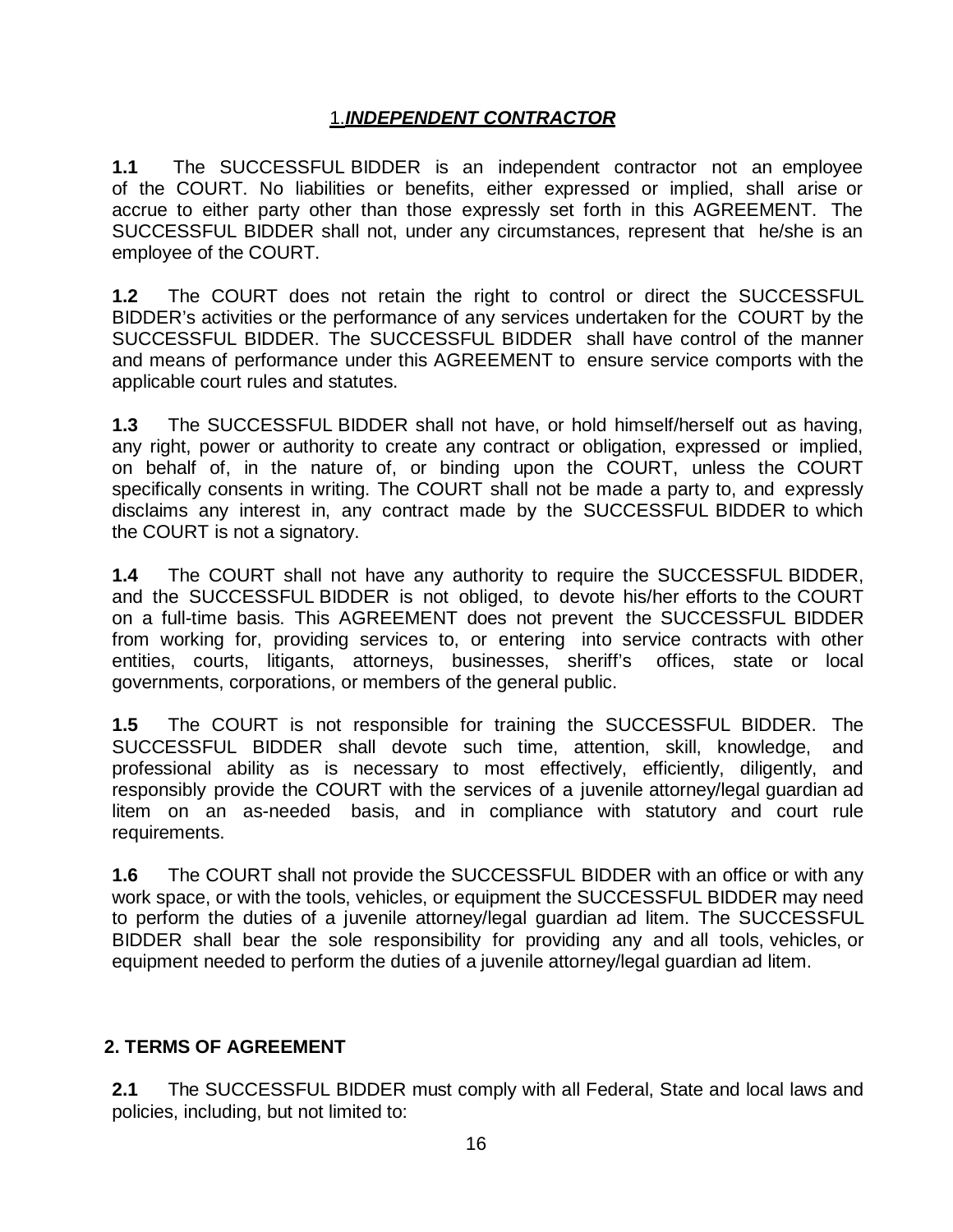## 1.***INDEPENDENT CONTRACTOR***

**1.1** The SUCCESSFUL BIDDER is an independent contractor not an employee of the COURT. No liabilities or benefits, either expressed or implied, shall arise or accrue to either party other than those expressly set forth in this AGREEMENT. The SUCCESSFUL BIDDER shall not, under any circumstances, represent that he/she is an employee of the COURT.

**1.2** The COURT does not retain the right to control or direct the SUCCESSFUL BIDDER's activities or the performance of any services undertaken for the COURT by the SUCCESSFUL BIDDER. The SUCCESSFUL BIDDER shall have control of the manner and means of performance under this AGREEMENT to ensure service comports with the applicable court rules and statutes.

**1.3** The SUCCESSFUL BIDDER shall not have, or hold himself/herself out as having, any right, power or authority to create any contract or obligation, expressed or implied, on behalf of, in the nature of, or binding upon the COURT, unless the COURT specifically consents in writing. The COURT shall not be made a party to, and expressly disclaims any interest in, any contract made by the SUCCESSFUL BIDDER to which the COURT is not a signatory.

**1.4** The COURT shall not have any authority to require the SUCCESSFUL BIDDER, and the SUCCESSFUL BIDDER is not obliged, to devote his/her efforts to the COURT on a full-time basis. This AGREEMENT does not prevent the SUCCESSFUL BIDDER from working for, providing services to, or entering into service contracts with other entities, courts, litigants, attorneys, businesses, sheriff's offices, state or local governments, corporations, or members of the general public.

**1.5** The COURT is not responsible for training the SUCCESSFUL BIDDER. The SUCCESSFUL BIDDER shall devote such time, attention, skill, knowledge, and professional ability as is necessary to most effectively, efficiently, diligently, and responsibly provide the COURT with the services of a juvenile attorney/legal guardian ad litem on an as-needed basis, and in compliance with statutory and court rule requirements.

**1.6** The COURT shall not provide the SUCCESSFUL BIDDER with an office or with any work space, or with the tools, vehicles, or equipment the SUCCESSFUL BIDDER may need to perform the duties of a juvenile attorney/legal guardian ad litem. The SUCCESSFUL BIDDER shall bear the sole responsibility for providing any and all tools, vehicles, or equipment needed to perform the duties of a juvenile attorney/legal guardian ad litem.

## 2. TERMS OF AGREEMENT

**2.1** The SUCCESSFUL BIDDER must comply with all Federal, State and local laws and policies, including, but not limited to: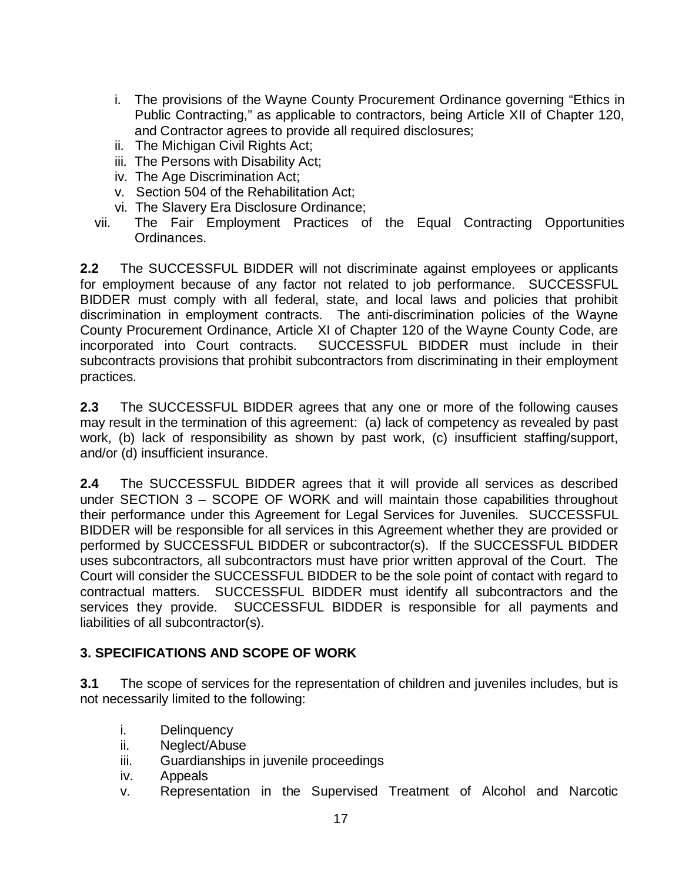i. The provisions of the Wayne County Procurement Ordinance governing "Ethics in Public Contracting," as applicable to contractors, being Article XII of Chapter 120, and Contractor agrees to provide all required disclosures;
ii. The Michigan Civil Rights Act;
iii. The Persons with Disability Act;
iv. The Age Discrimination Act;
v. Section 504 of the Rehabilitation Act;
vi. The Slavery Era Disclosure Ordinance;
vii. The Fair Employment Practices of the Equal Contracting Opportunities Ordinances.

**2.2** The SUCCESSFUL BIDDER will not discriminate against employees or applicants for employment because of any factor not related to job performance. SUCCESSFUL BIDDER must comply with all federal, state, and local laws and policies that prohibit discrimination in employment contracts. The anti-discrimination policies of the Wayne County Procurement Ordinance, Article XI of Chapter 120 of the Wayne County Code, are incorporated into Court contracts. SUCCESSFUL BIDDER must include in their subcontracts provisions that prohibit subcontractors from discriminating in their employment practices.

**2.3** The SUCCESSFUL BIDDER agrees that any one or more of the following causes may result in the termination of this agreement: (a) lack of competency as revealed by past work, (b) lack of responsibility as shown by past work, (c) insufficient staffing/support, and/or (d) insufficient insurance.

**2.4** The SUCCESSFUL BIDDER agrees that it will provide all services as described under SECTION 3 – SCOPE OF WORK and will maintain those capabilities throughout their performance under this Agreement for Legal Services for Juveniles. SUCCESSFUL BIDDER will be responsible for all services in this Agreement whether they are provided or performed by SUCCESSFUL BIDDER or subcontractor(s). If the SUCCESSFUL BIDDER uses subcontractors, all subcontractors must have prior written approval of the Court. The Court will consider the SUCCESSFUL BIDDER to be the sole point of contact with regard to contractual matters. SUCCESSFUL BIDDER must identify all subcontractors and the services they provide. SUCCESSFUL BIDDER is responsible for all payments and liabilities of all subcontractor(s).

## 3. SPECIFICATIONS AND SCOPE OF WORK

**3.1** The scope of services for the representation of children and juveniles includes, but is not necessarily limited to the following:

i. Delinquency
ii. Neglect/Abuse
iii. Guardianships in juvenile proceedings
iv. Appeals
v. Representation in the Supervised Treatment of Alcohol and Narcotic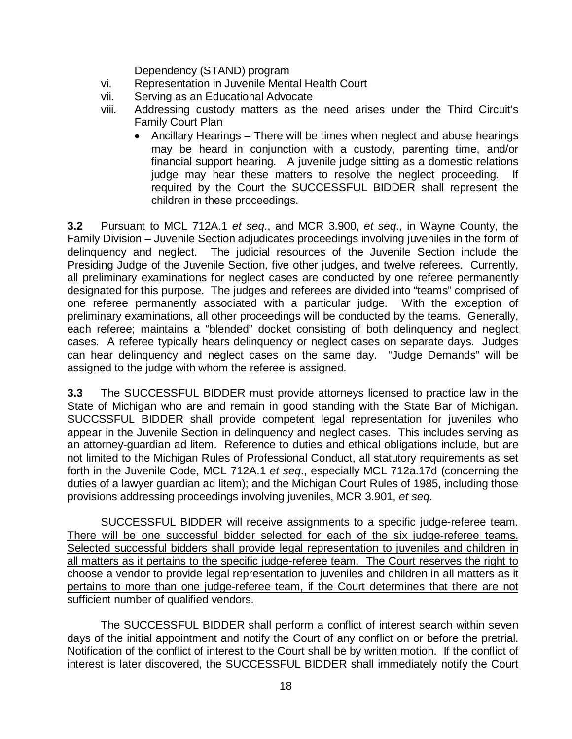Dependency (STAND) program

vi. Representation in Juvenile Mental Health Court

vii. Serving as an Educational Advocate

viii. Addressing custody matters as the need arises under the Third Circuit's Family Court Plan

- Ancillary Hearings – There will be times when neglect and abuse hearings may be heard in conjunction with a custody, parenting time, and/or financial support hearing. A juvenile judge sitting as a domestic relations judge may hear these matters to resolve the neglect proceeding. If required by the Court the SUCCESSFUL BIDDER shall represent the children in these proceedings.

**3.2** Pursuant to MCL 712A.1 *et seq*., and MCR 3.900, *et seq*., in Wayne County, the Family Division – Juvenile Section adjudicates proceedings involving juveniles in the form of delinquency and neglect. The judicial resources of the Juvenile Section include the Presiding Judge of the Juvenile Section, five other judges, and twelve referees. Currently, all preliminary examinations for neglect cases are conducted by one referee permanently designated for this purpose. The judges and referees are divided into "teams" comprised of one referee permanently associated with a particular judge. With the exception of preliminary examinations, all other proceedings will be conducted by the teams. Generally, each referee; maintains a "blended" docket consisting of both delinquency and neglect cases. A referee typically hears delinquency or neglect cases on separate days. Judges can hear delinquency and neglect cases on the same day. "Judge Demands" will be assigned to the judge with whom the referee is assigned.

**3.3** The SUCCESSFUL BIDDER must provide attorneys licensed to practice law in the State of Michigan who are and remain in good standing with the State Bar of Michigan. SUCCSSFUL BIDDER shall provide competent legal representation for juveniles who appear in the Juvenile Section in delinquency and neglect cases. This includes serving as an attorney-guardian ad litem. Reference to duties and ethical obligations include, but are not limited to the Michigan Rules of Professional Conduct, all statutory requirements as set forth in the Juvenile Code, MCL 712A.1 *et seq*., especially MCL 712a.17d (concerning the duties of a lawyer guardian ad litem); and the Michigan Court Rules of 1985, including those provisions addressing proceedings involving juveniles, MCR 3.901, *et seq*.

SUCCESSFUL BIDDER will receive assignments to a specific judge-referee team. <u>There will be one successful bidder selected for each of the six judge-referee teams. Selected successful bidders shall provide legal representation to juveniles and children in all matters as it pertains to the specific judge-referee team. The Court reserves the right to choose a vendor to provide legal representation to juveniles and children in all matters as it pertains to more than one judge-referee team, if the Court determines that there are not sufficient number of qualified vendors.</u>

The SUCCESSFUL BIDDER shall perform a conflict of interest search within seven days of the initial appointment and notify the Court of any conflict on or before the pretrial. Notification of the conflict of interest to the Court shall be by written motion. If the conflict of interest is later discovered, the SUCCESSFUL BIDDER shall immediately notify the Court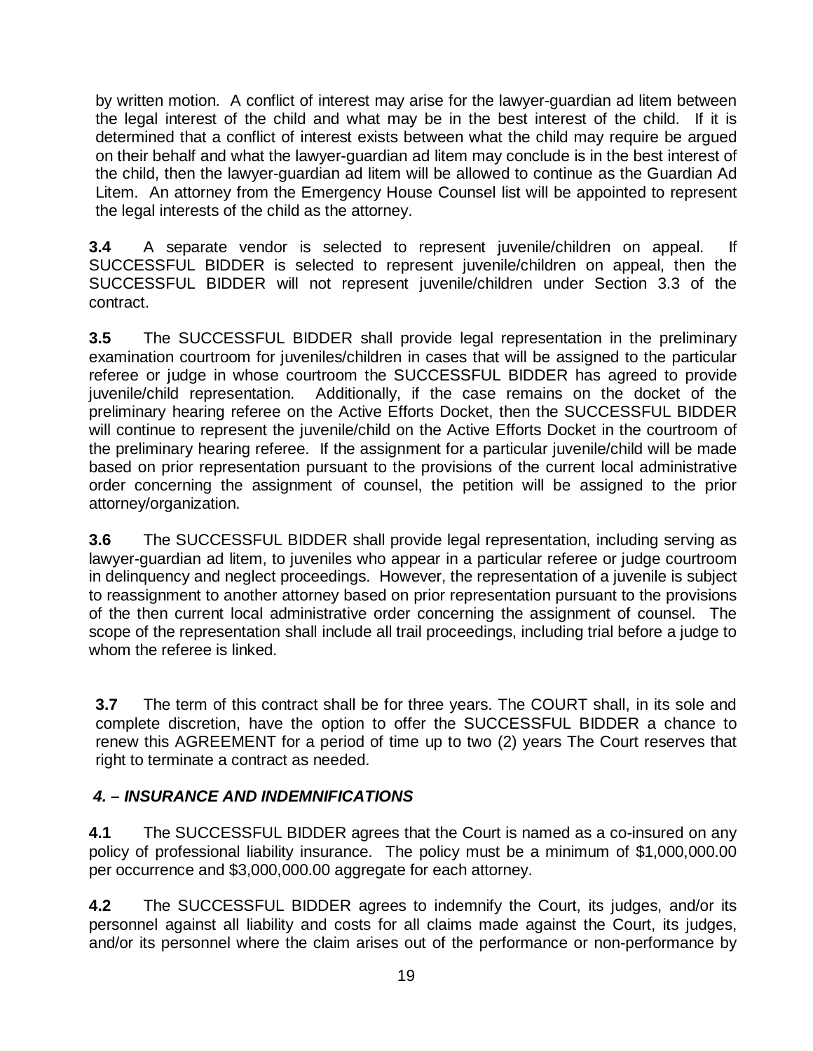by written motion. A conflict of interest may arise for the lawyer-guardian ad litem between the legal interest of the child and what may be in the best interest of the child. If it is determined that a conflict of interest exists between what the child may require be argued on their behalf and what the lawyer-guardian ad litem may conclude is in the best interest of the child, then the lawyer-guardian ad litem will be allowed to continue as the Guardian Ad Litem. An attorney from the Emergency House Counsel list will be appointed to represent the legal interests of the child as the attorney.

**3.4** A separate vendor is selected to represent juvenile/children on appeal. If SUCCESSFUL BIDDER is selected to represent juvenile/children on appeal, then the SUCCESSFUL BIDDER will not represent juvenile/children under Section 3.3 of the contract.

**3.5** The SUCCESSFUL BIDDER shall provide legal representation in the preliminary examination courtroom for juveniles/children in cases that will be assigned to the particular referee or judge in whose courtroom the SUCCESSFUL BIDDER has agreed to provide juvenile/child representation. Additionally, if the case remains on the docket of the preliminary hearing referee on the Active Efforts Docket, then the SUCCESSFUL BIDDER will continue to represent the juvenile/child on the Active Efforts Docket in the courtroom of the preliminary hearing referee. If the assignment for a particular juvenile/child will be made based on prior representation pursuant to the provisions of the current local administrative order concerning the assignment of counsel, the petition will be assigned to the prior attorney/organization.

**3.6** The SUCCESSFUL BIDDER shall provide legal representation, including serving as lawyer-guardian ad litem, to juveniles who appear in a particular referee or judge courtroom in delinquency and neglect proceedings. However, the representation of a juvenile is subject to reassignment to another attorney based on prior representation pursuant to the provisions of the then current local administrative order concerning the assignment of counsel. The scope of the representation shall include all trail proceedings, including trial before a judge to whom the referee is linked.

**3.7** The term of this contract shall be for three years. The COURT shall, in its sole and complete discretion, have the option to offer the SUCCESSFUL BIDDER a chance to renew this AGREEMENT for a period of time up to two (2) years The Court reserves that right to terminate a contract as needed.

### *4. – INSURANCE AND INDEMNIFICATIONS*

**4.1** The SUCCESSFUL BIDDER agrees that the Court is named as a co-insured on any policy of professional liability insurance. The policy must be a minimum of $1,000,000.00 per occurrence and $3,000,000.00 aggregate for each attorney.

**4.2** The SUCCESSFUL BIDDER agrees to indemnify the Court, its judges, and/or its personnel against all liability and costs for all claims made against the Court, its judges, and/or its personnel where the claim arises out of the performance or non-performance by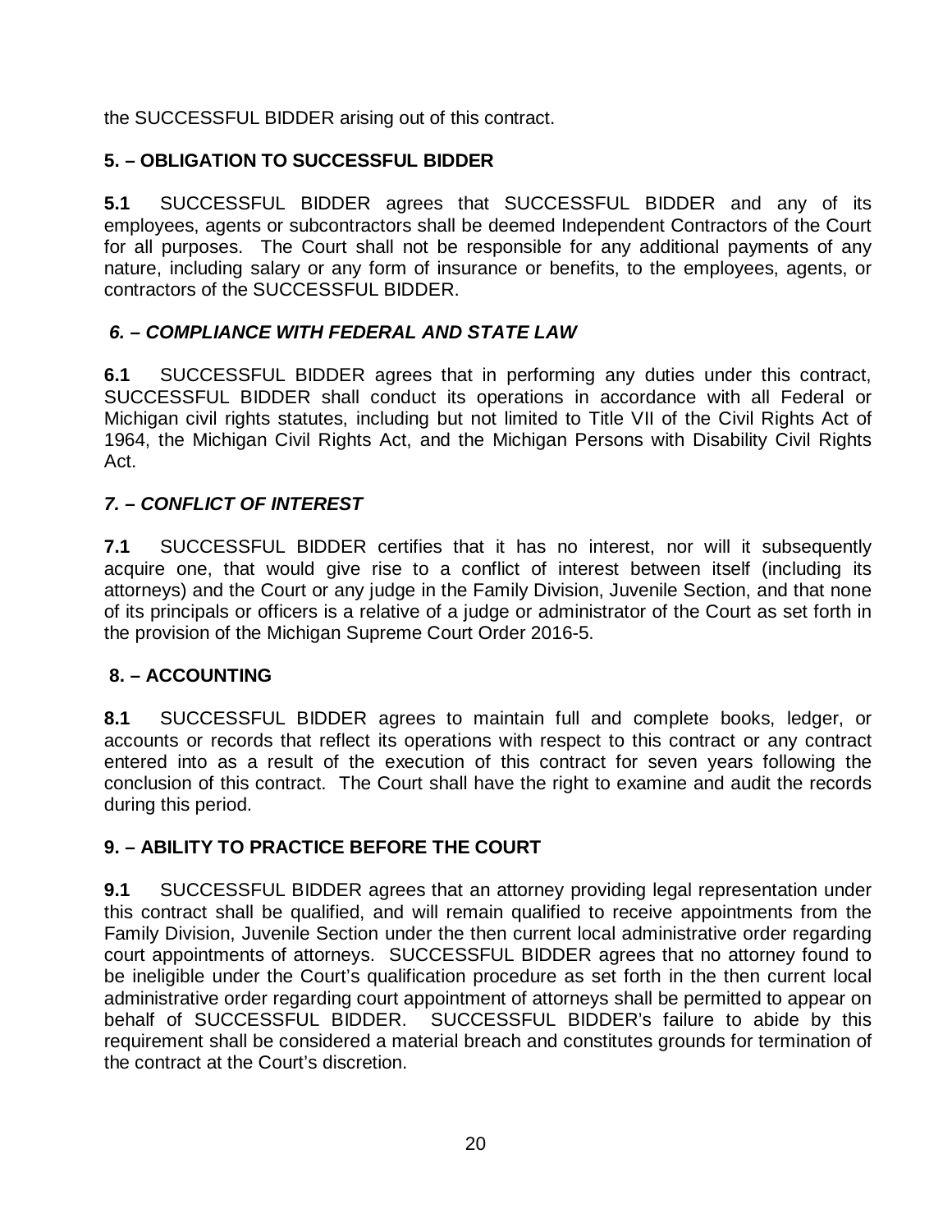the SUCCESSFUL BIDDER arising out of this contract.

## 5. – OBLIGATION TO SUCCESSFUL BIDDER

**5.1** SUCCESSFUL BIDDER agrees that SUCCESSFUL BIDDER and any of its employees, agents or subcontractors shall be deemed Independent Contractors of the Court for all purposes. The Court shall not be responsible for any additional payments of any nature, including salary or any form of insurance or benefits, to the employees, agents, or contractors of the SUCCESSFUL BIDDER.

## *6. – COMPLIANCE WITH FEDERAL AND STATE LAW*

**6.1** SUCCESSFUL BIDDER agrees that in performing any duties under this contract, SUCCESSFUL BIDDER shall conduct its operations in accordance with all Federal or Michigan civil rights statutes, including but not limited to Title VII of the Civil Rights Act of 1964, the Michigan Civil Rights Act, and the Michigan Persons with Disability Civil Rights Act.

## *7. – CONFLICT OF INTEREST*

**7.1** SUCCESSFUL BIDDER certifies that it has no interest, nor will it subsequently acquire one, that would give rise to a conflict of interest between itself (including its attorneys) and the Court or any judge in the Family Division, Juvenile Section, and that none of its principals or officers is a relative of a judge or administrator of the Court as set forth in the provision of the Michigan Supreme Court Order 2016-5.

## 8. – ACCOUNTING

**8.1** SUCCESSFUL BIDDER agrees to maintain full and complete books, ledger, or accounts or records that reflect its operations with respect to this contract or any contract entered into as a result of the execution of this contract for seven years following the conclusion of this contract. The Court shall have the right to examine and audit the records during this period.

## 9. – ABILITY TO PRACTICE BEFORE THE COURT

**9.1** SUCCESSFUL BIDDER agrees that an attorney providing legal representation under this contract shall be qualified, and will remain qualified to receive appointments from the Family Division, Juvenile Section under the then current local administrative order regarding court appointments of attorneys. SUCCESSFUL BIDDER agrees that no attorney found to be ineligible under the Court's qualification procedure as set forth in the then current local administrative order regarding court appointment of attorneys shall be permitted to appear on behalf of SUCCESSFUL BIDDER. SUCCESSFUL BIDDER's failure to abide by this requirement shall be considered a material breach and constitutes grounds for termination of the contract at the Court's discretion.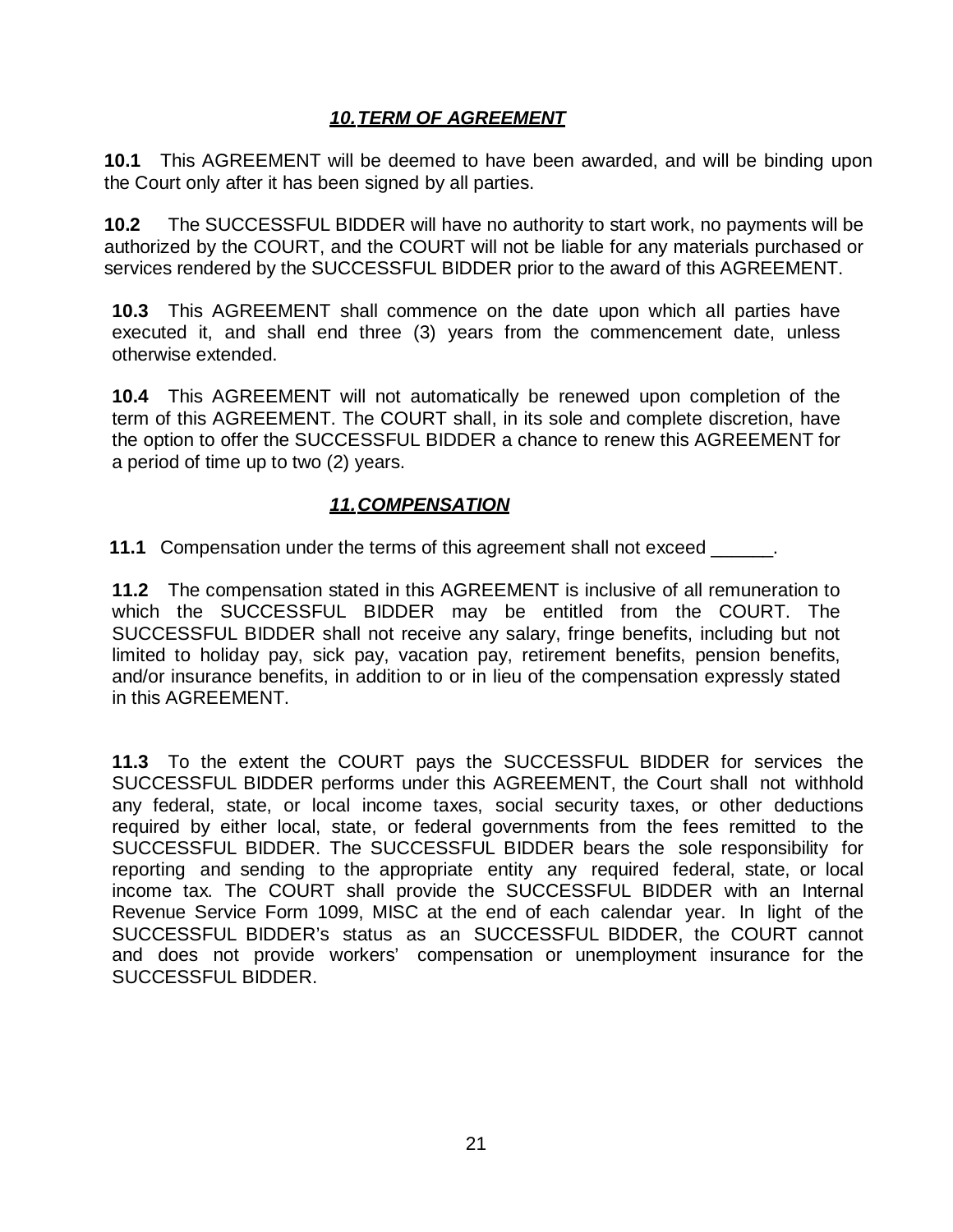## ***10. TERM OF AGREEMENT***

**10.1** This AGREEMENT will be deemed to have been awarded, and will be binding upon the Court only after it has been signed by all parties.

**10.2** The SUCCESSFUL BIDDER will have no authority to start work, no payments will be authorized by the COURT, and the COURT will not be liable for any materials purchased or services rendered by the SUCCESSFUL BIDDER prior to the award of this AGREEMENT.

**10.3** This AGREEMENT shall commence on the date upon which all parties have executed it, and shall end three (3) years from the commencement date, unless otherwise extended.

**10.4** This AGREEMENT will not automatically be renewed upon completion of the term of this AGREEMENT. The COURT shall, in its sole and complete discretion, have the option to offer the SUCCESSFUL BIDDER a chance to renew this AGREEMENT for a period of time up to two (2) years.

## ***11. COMPENSATION***

**11.1** Compensation under the terms of this agreement shall not exceed ______.

**11.2** The compensation stated in this AGREEMENT is inclusive of all remuneration to which the SUCCESSFUL BIDDER may be entitled from the COURT. The SUCCESSFUL BIDDER shall not receive any salary, fringe benefits, including but not limited to holiday pay, sick pay, vacation pay, retirement benefits, pension benefits, and/or insurance benefits, in addition to or in lieu of the compensation expressly stated in this AGREEMENT.

**11.3** To the extent the COURT pays the SUCCESSFUL BIDDER for services the SUCCESSFUL BIDDER performs under this AGREEMENT, the Court shall not withhold any federal, state, or local income taxes, social security taxes, or other deductions required by either local, state, or federal governments from the fees remitted to the SUCCESSFUL BIDDER. The SUCCESSFUL BIDDER bears the sole responsibility for reporting and sending to the appropriate entity any required federal, state, or local income tax. The COURT shall provide the SUCCESSFUL BIDDER with an Internal Revenue Service Form 1099, MISC at the end of each calendar year. In light of the SUCCESSFUL BIDDER's status as an SUCCESSFUL BIDDER, the COURT cannot and does not provide workers' compensation or unemployment insurance for the SUCCESSFUL BIDDER.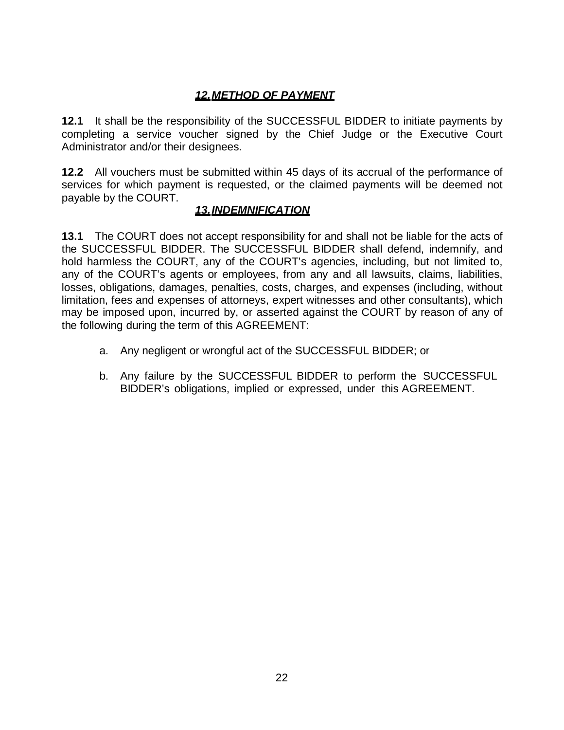## ***12. METHOD OF PAYMENT***

**12.1** It shall be the responsibility of the SUCCESSFUL BIDDER to initiate payments by completing a service voucher signed by the Chief Judge or the Executive Court Administrator and/or their designees.

**12.2** All vouchers must be submitted within 45 days of its accrual of the performance of services for which payment is requested, or the claimed payments will be deemed not payable by the COURT.

## ***13. INDEMNIFICATION***

**13.1** The COURT does not accept responsibility for and shall not be liable for the acts of the SUCCESSFUL BIDDER. The SUCCESSFUL BIDDER shall defend, indemnify, and hold harmless the COURT, any of the COURT's agencies, including, but not limited to, any of the COURT's agents or employees, from any and all lawsuits, claims, liabilities, losses, obligations, damages, penalties, costs, charges, and expenses (including, without limitation, fees and expenses of attorneys, expert witnesses and other consultants), which may be imposed upon, incurred by, or asserted against the COURT by reason of any of the following during the term of this AGREEMENT:

a. Any negligent or wrongful act of the SUCCESSFUL BIDDER; or

b. Any failure by the SUCCESSFUL BIDDER to perform the SUCCESSFUL BIDDER's obligations, implied or expressed, under this AGREEMENT.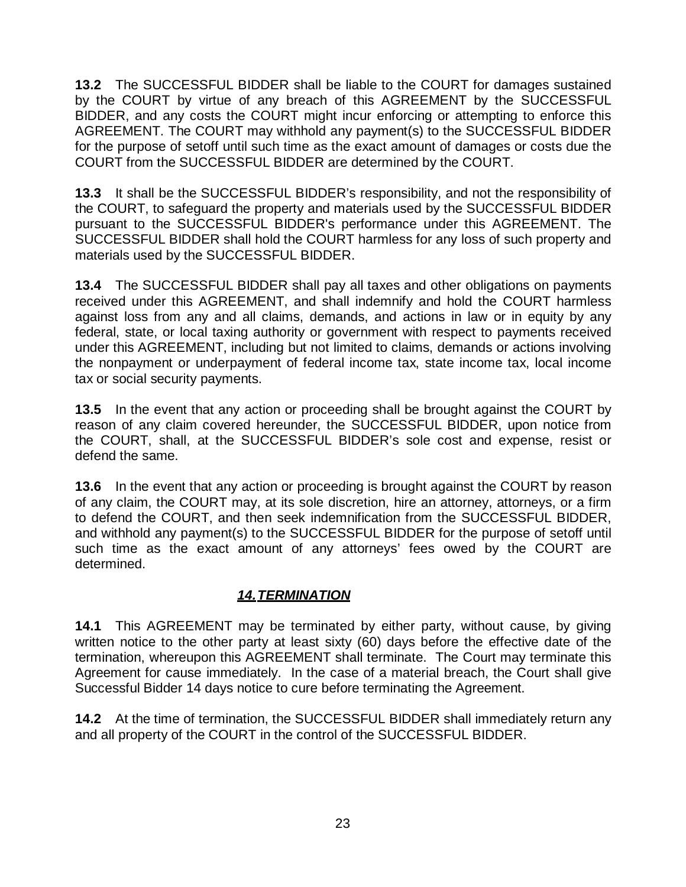**13.2** The SUCCESSFUL BIDDER shall be liable to the COURT for damages sustained by the COURT by virtue of any breach of this AGREEMENT by the SUCCESSFUL BIDDER, and any costs the COURT might incur enforcing or attempting to enforce this AGREEMENT. The COURT may withhold any payment(s) to the SUCCESSFUL BIDDER for the purpose of setoff until such time as the exact amount of damages or costs due the COURT from the SUCCESSFUL BIDDER are determined by the COURT.

**13.3** It shall be the SUCCESSFUL BIDDER's responsibility, and not the responsibility of the COURT, to safeguard the property and materials used by the SUCCESSFUL BIDDER pursuant to the SUCCESSFUL BIDDER's performance under this AGREEMENT. The SUCCESSFUL BIDDER shall hold the COURT harmless for any loss of such property and materials used by the SUCCESSFUL BIDDER.

**13.4** The SUCCESSFUL BIDDER shall pay all taxes and other obligations on payments received under this AGREEMENT, and shall indemnify and hold the COURT harmless against loss from any and all claims, demands, and actions in law or in equity by any federal, state, or local taxing authority or government with respect to payments received under this AGREEMENT, including but not limited to claims, demands or actions involving the nonpayment or underpayment of federal income tax, state income tax, local income tax or social security payments.

**13.5** In the event that any action or proceeding shall be brought against the COURT by reason of any claim covered hereunder, the SUCCESSFUL BIDDER, upon notice from the COURT, shall, at the SUCCESSFUL BIDDER's sole cost and expense, resist or defend the same.

**13.6** In the event that any action or proceeding is brought against the COURT by reason of any claim, the COURT may, at its sole discretion, hire an attorney, attorneys, or a firm to defend the COURT, and then seek indemnification from the SUCCESSFUL BIDDER, and withhold any payment(s) to the SUCCESSFUL BIDDER for the purpose of setoff until such time as the exact amount of any attorneys' fees owed by the COURT are determined.

## ***14. TERMINATION***

**14.1** This AGREEMENT may be terminated by either party, without cause, by giving written notice to the other party at least sixty (60) days before the effective date of the termination, whereupon this AGREEMENT shall terminate. The Court may terminate this Agreement for cause immediately. In the case of a material breach, the Court shall give Successful Bidder 14 days notice to cure before terminating the Agreement.

**14.2** At the time of termination, the SUCCESSFUL BIDDER shall immediately return any and all property of the COURT in the control of the SUCCESSFUL BIDDER.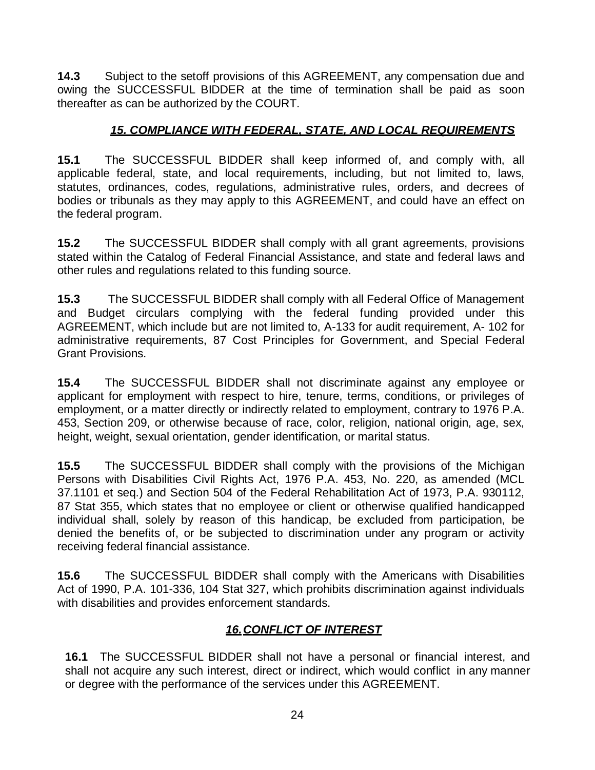**14.3** Subject to the setoff provisions of this AGREEMENT, any compensation due and owing the SUCCESSFUL BIDDER at the time of termination shall be paid as soon thereafter as can be authorized by the COURT.

## ***15. COMPLIANCE WITH FEDERAL, STATE, AND LOCAL REQUIREMENTS***

**15.1** The SUCCESSFUL BIDDER shall keep informed of, and comply with, all applicable federal, state, and local requirements, including, but not limited to, laws, statutes, ordinances, codes, regulations, administrative rules, orders, and decrees of bodies or tribunals as they may apply to this AGREEMENT, and could have an effect on the federal program.

**15.2** The SUCCESSFUL BIDDER shall comply with all grant agreements, provisions stated within the Catalog of Federal Financial Assistance, and state and federal laws and other rules and regulations related to this funding source.

**15.3** The SUCCESSFUL BIDDER shall comply with all Federal Office of Management and Budget circulars complying with the federal funding provided under this AGREEMENT, which include but are not limited to, A-133 for audit requirement, A- 102 for administrative requirements, 87 Cost Principles for Government, and Special Federal Grant Provisions.

**15.4** The SUCCESSFUL BIDDER shall not discriminate against any employee or applicant for employment with respect to hire, tenure, terms, conditions, or privileges of employment, or a matter directly or indirectly related to employment, contrary to 1976 P.A. 453, Section 209, or otherwise because of race, color, religion, national origin, age, sex, height, weight, sexual orientation, gender identification, or marital status.

**15.5** The SUCCESSFUL BIDDER shall comply with the provisions of the Michigan Persons with Disabilities Civil Rights Act, 1976 P.A. 453, No. 220, as amended (MCL 37.1101 et seq.) and Section 504 of the Federal Rehabilitation Act of 1973, P.A. 930112, 87 Stat 355, which states that no employee or client or otherwise qualified handicapped individual shall, solely by reason of this handicap, be excluded from participation, be denied the benefits of, or be subjected to discrimination under any program or activity receiving federal financial assistance.

**15.6** The SUCCESSFUL BIDDER shall comply with the Americans with Disabilities Act of 1990, P.A. 101-336, 104 Stat 327, which prohibits discrimination against individuals with disabilities and provides enforcement standards.

## ***16. CONFLICT OF INTEREST***

**16.1** The SUCCESSFUL BIDDER shall not have a personal or financial interest, and shall not acquire any such interest, direct or indirect, which would conflict in any manner or degree with the performance of the services under this AGREEMENT.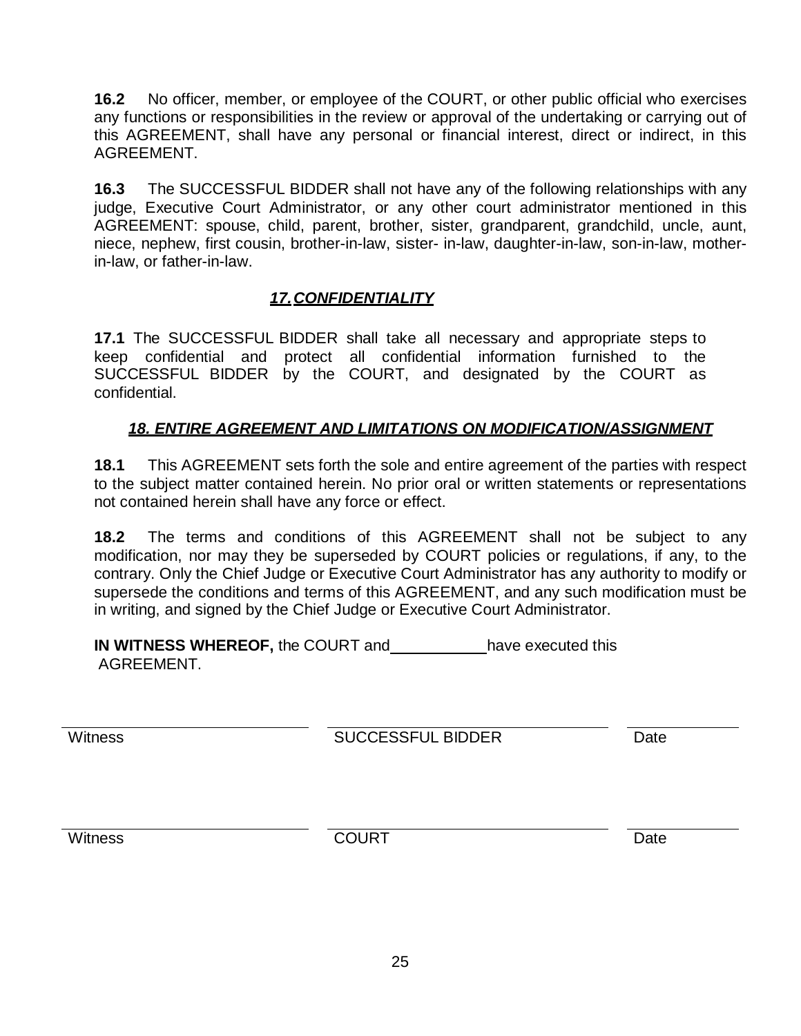**16.2** No officer, member, or employee of the COURT, or other public official who exercises any functions or responsibilities in the review or approval of the undertaking or carrying out of this AGREEMENT, shall have any personal or financial interest, direct or indirect, in this AGREEMENT.

**16.3** The SUCCESSFUL BIDDER shall not have any of the following relationships with any judge, Executive Court Administrator, or any other court administrator mentioned in this AGREEMENT: spouse, child, parent, brother, sister, grandparent, grandchild, uncle, aunt, niece, nephew, first cousin, brother-in-law, sister- in-law, daughter-in-law, son-in-law, mother-in-law, or father-in-law.

### ***17. CONFIDENTIALITY***

**17.1** The SUCCESSFUL BIDDER shall take all necessary and appropriate steps to keep confidential and protect all confidential information furnished to the SUCCESSFUL BIDDER by the COURT, and designated by the COURT as confidential.

### ***18. ENTIRE AGREEMENT AND LIMITATIONS ON MODIFICATION/ASSIGNMENT***

**18.1** This AGREEMENT sets forth the sole and entire agreement of the parties with respect to the subject matter contained herein. No prior oral or written statements or representations not contained herein shall have any force or effect.

**18.2** The terms and conditions of this AGREEMENT shall not be subject to any modification, nor may they be superseded by COURT policies or regulations, if any, to the contrary. Only the Chief Judge or Executive Court Administrator has any authority to modify or supersede the conditions and terms of this AGREEMENT, and any such modification must be in writing, and signed by the Chief Judge or Executive Court Administrator.

**IN WITNESS WHEREOF,** the COURT and ____________ have executed this AGREEMENT.

| | | |
|---|---|---|
| ______________________ | ______________________ | __________ |
| Witness | SUCCESSFUL BIDDER | Date |
| ______________________ | ______________________ | __________ |
| Witness | COURT | Date |